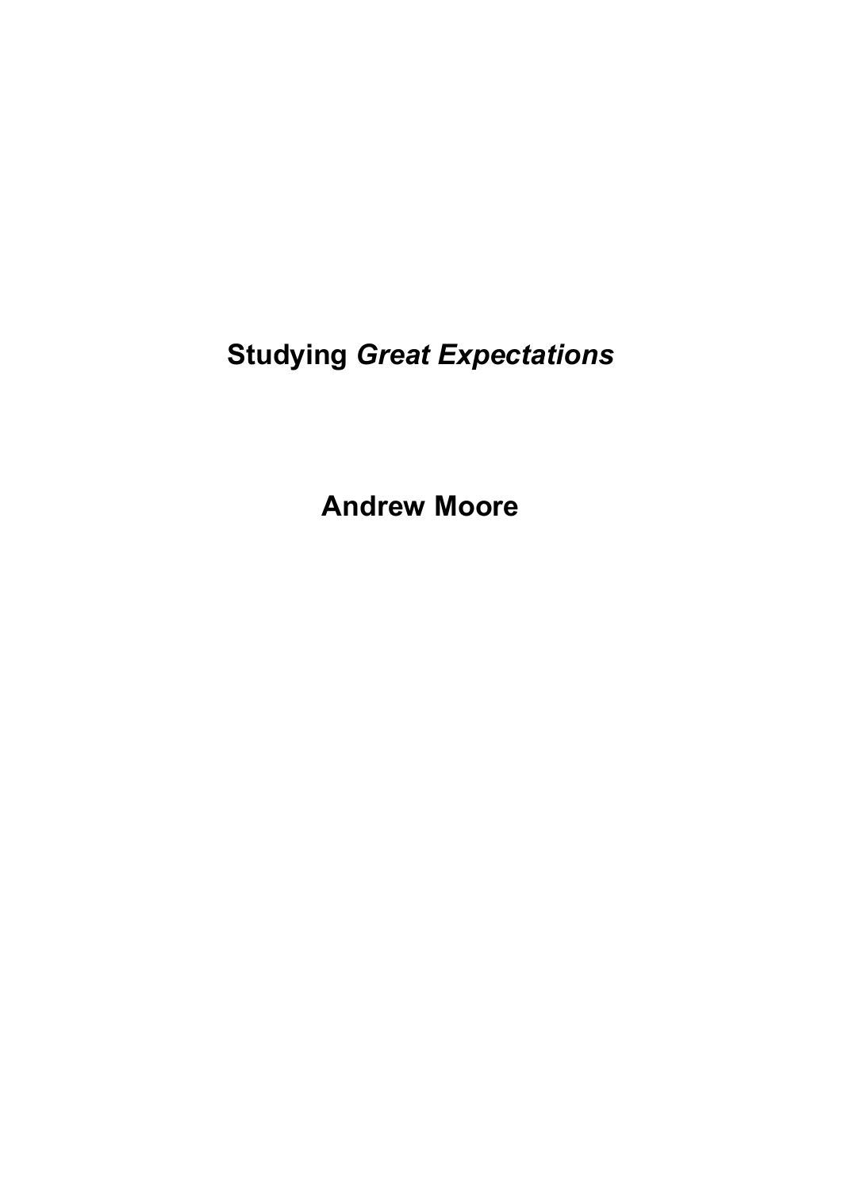# Studying *Great Expectations*

## Andrew Moore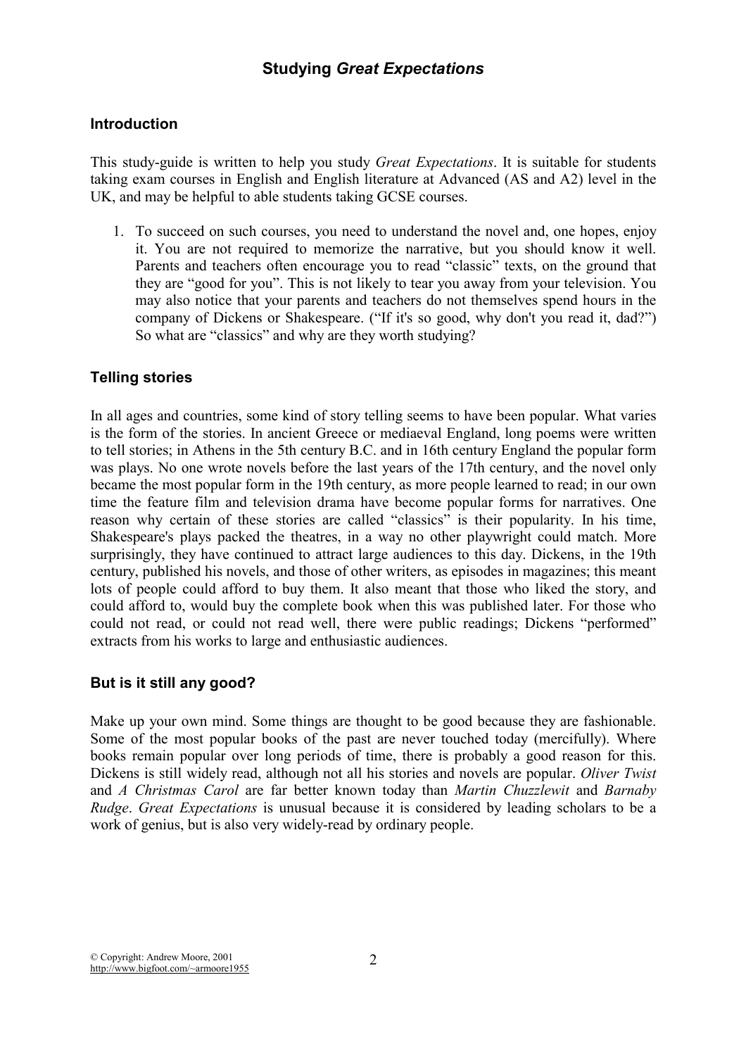# Studying *Great Expectations*

## Introduction

This study-guide is written to help you study *Great Expectations*. It is suitable for students taking exam courses in English and English literature at Advanced (AS and A2) level in the UK, and may be helpful to able students taking GCSE courses.

1. To succeed on such courses, you need to understand the novel and, one hopes, enjoy it. You are not required to memorize the narrative, but you should know it well. Parents and teachers often encourage you to read "classic" texts, on the ground that they are "good for you". This is not likely to tear you away from your television. You may also notice that your parents and teachers do not themselves spend hours in the company of Dickens or Shakespeare. ("If it's so good, why don't you read it, dad?") So what are "classics" and why are they worth studying?

## Telling stories

In all ages and countries, some kind of story telling seems to have been popular. What varies is the form of the stories. In ancient Greece or mediaeval England, long poems were written to tell stories; in Athens in the 5th century B.C. and in 16th century England the popular form was plays. No one wrote novels before the last years of the 17th century, and the novel only became the most popular form in the 19th century, as more people learned to read; in our own time the feature film and television drama have become popular forms for narratives. One reason why certain of these stories are called "classics" is their popularity. In his time, Shakespeare's plays packed the theatres, in a way no other playwright could match. More surprisingly, they have continued to attract large audiences to this day. Dickens, in the 19th century, published his novels, and those of other writers, as episodes in magazines; this meant lots of people could afford to buy them. It also meant that those who liked the story, and could afford to, would buy the complete book when this was published later. For those who could not read, or could not read well, there were public readings; Dickens "performed" extracts from his works to large and enthusiastic audiences.

## But is it still any good?

Make up your own mind. Some things are thought to be good because they are fashionable. Some of the most popular books of the past are never touched today (mercifully). Where books remain popular over long periods of time, there is probably a good reason for this. Dickens is still widely read, although not all his stories and novels are popular. *Oliver Twist* and *A Christmas Carol* are far better known today than *Martin Chuzzlewit* and *Barnaby Rudge*. *Great Expectations* is unusual because it is considered by leading scholars to be a work of genius, but is also very widely-read by ordinary people.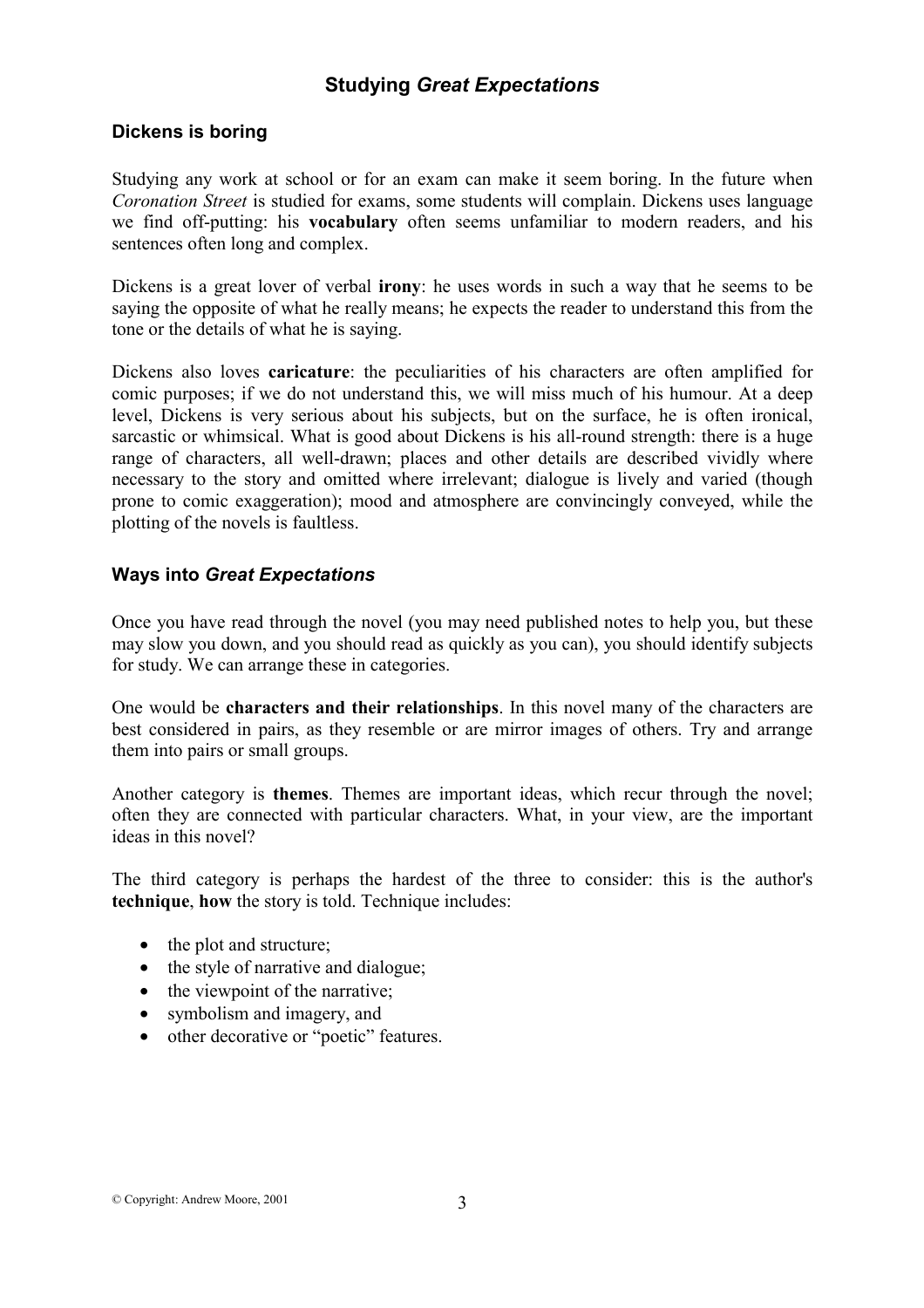# Studying *Great Expectations*

## Dickens is boring

Studying any work at school or for an exam can make it seem boring. In the future when *Coronation Street* is studied for exams, some students will complain. Dickens uses language we find off-putting: his **vocabulary** often seems unfamiliar to modern readers, and his sentences often long and complex.

Dickens is a great lover of verbal **irony**: he uses words in such a way that he seems to be saying the opposite of what he really means; he expects the reader to understand this from the tone or the details of what he is saying.

Dickens also loves **caricature**: the peculiarities of his characters are often amplified for comic purposes; if we do not understand this, we will miss much of his humour. At a deep level, Dickens is very serious about his subjects, but on the surface, he is often ironical, sarcastic or whimsical. What is good about Dickens is his all-round strength: there is a huge range of characters, all well-drawn; places and other details are described vividly where necessary to the story and omitted where irrelevant; dialogue is lively and varied (though prone to comic exaggeration); mood and atmosphere are convincingly conveyed, while the plotting of the novels is faultless.

## Ways into *Great Expectations*

Once you have read through the novel (you may need published notes to help you, but these may slow you down, and you should read as quickly as you can), you should identify subjects for study. We can arrange these in categories.

One would be **characters and their relationships**. In this novel many of the characters are best considered in pairs, as they resemble or are mirror images of others. Try and arrange them into pairs or small groups.

Another category is **themes**. Themes are important ideas, which recur through the novel; often they are connected with particular characters. What, in your view, are the important ideas in this novel?

The third category is perhaps the hardest of the three to consider: this is the author's **technique**, **how** the story is told. Technique includes:

- the plot and structure;
- the style of narrative and dialogue;
- the viewpoint of the narrative;
- symbolism and imagery, and
- other decorative or "poetic" features.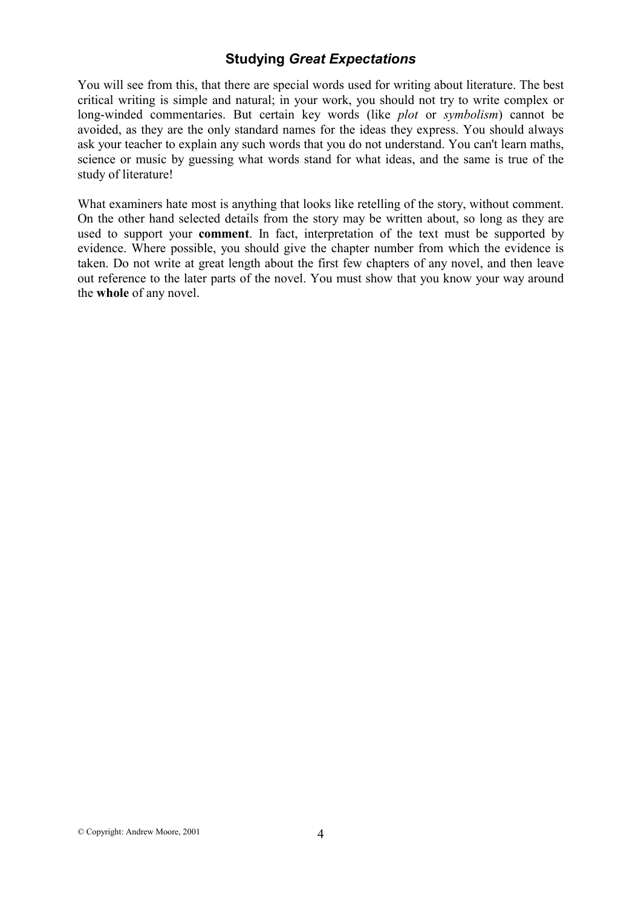## Studying *Great Expectations*

You will see from this, that there are special words used for writing about literature. The best critical writing is simple and natural; in your work, you should not try to write complex or long-winded commentaries. But certain key words (like *plot* or *symbolism*) cannot be avoided, as they are the only standard names for the ideas they express. You should always ask your teacher to explain any such words that you do not understand. You can't learn maths, science or music by guessing what words stand for what ideas, and the same is true of the study of literature!

What examiners hate most is anything that looks like retelling of the story, without comment. On the other hand selected details from the story may be written about, so long as they are used to support your **comment**. In fact, interpretation of the text must be supported by evidence. Where possible, you should give the chapter number from which the evidence is taken. Do not write at great length about the first few chapters of any novel, and then leave out reference to the later parts of the novel. You must show that you know your way around the **whole** of any novel.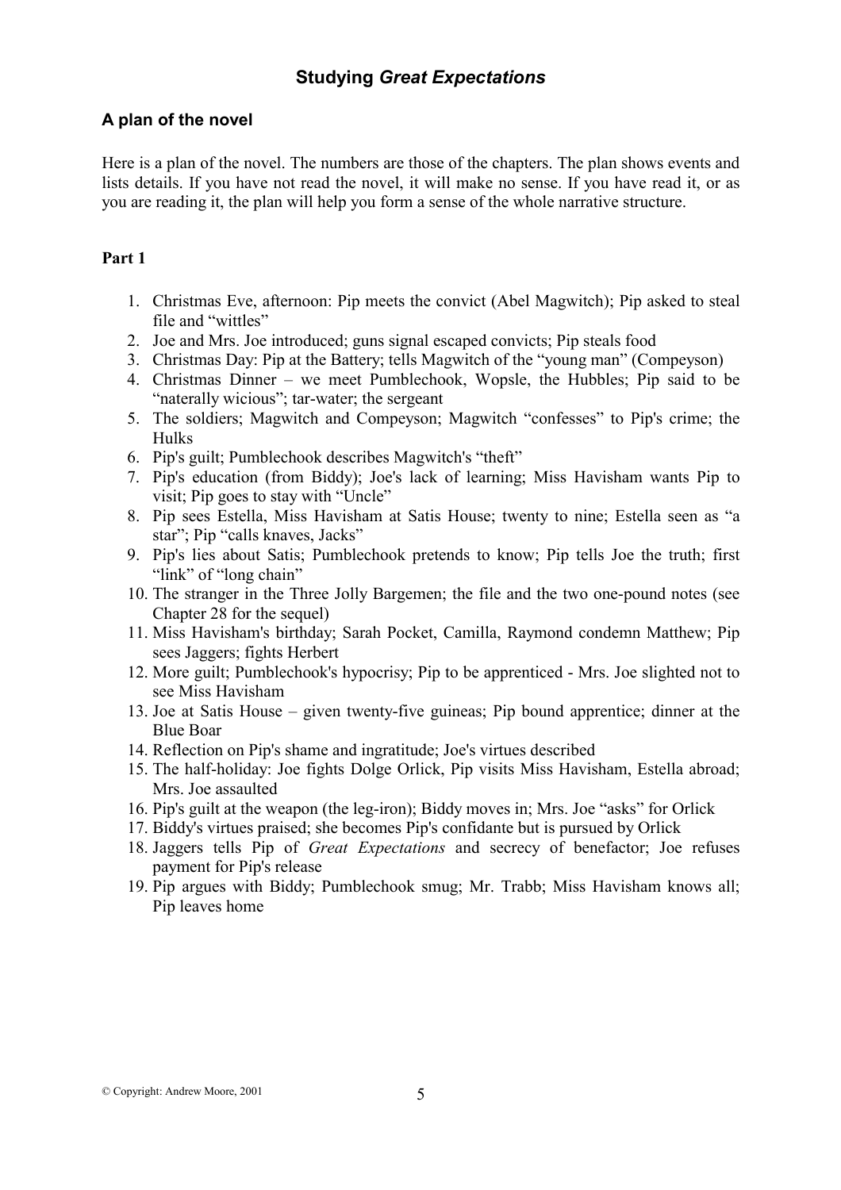# Studying *Great Expectations*

## A plan of the novel

Here is a plan of the novel. The numbers are those of the chapters. The plan shows events and lists details. If you have not read the novel, it will make no sense. If you have read it, or as you are reading it, the plan will help you form a sense of the whole narrative structure.

**Part 1**

1. Christmas Eve, afternoon: Pip meets the convict (Abel Magwitch); Pip asked to steal file and "wittles"
2. Joe and Mrs. Joe introduced; guns signal escaped convicts; Pip steals food
3. Christmas Day: Pip at the Battery; tells Magwitch of the "young man" (Compeyson)
4. Christmas Dinner – we meet Pumblechook, Wopsle, the Hubbles; Pip said to be "naterally wicious"; tar-water; the sergeant
5. The soldiers; Magwitch and Compeyson; Magwitch "confesses" to Pip's crime; the Hulks
6. Pip's guilt; Pumblechook describes Magwitch's "theft"
7. Pip's education (from Biddy); Joe's lack of learning; Miss Havisham wants Pip to visit; Pip goes to stay with "Uncle"
8. Pip sees Estella, Miss Havisham at Satis House; twenty to nine; Estella seen as "a star"; Pip "calls knaves, Jacks"
9. Pip's lies about Satis; Pumblechook pretends to know; Pip tells Joe the truth; first "link" of "long chain"
10. The stranger in the Three Jolly Bargemen; the file and the two one-pound notes (see Chapter 28 for the sequel)
11. Miss Havisham's birthday; Sarah Pocket, Camilla, Raymond condemn Matthew; Pip sees Jaggers; fights Herbert
12. More guilt; Pumblechook's hypocrisy; Pip to be apprenticed - Mrs. Joe slighted not to see Miss Havisham
13. Joe at Satis House – given twenty-five guineas; Pip bound apprentice; dinner at the Blue Boar
14. Reflection on Pip's shame and ingratitude; Joe's virtues described
15. The half-holiday: Joe fights Dolge Orlick, Pip visits Miss Havisham, Estella abroad; Mrs. Joe assaulted
16. Pip's guilt at the weapon (the leg-iron); Biddy moves in; Mrs. Joe "asks" for Orlick
17. Biddy's virtues praised; she becomes Pip's confidante but is pursued by Orlick
18. Jaggers tells Pip of *Great Expectations* and secrecy of benefactor; Joe refuses payment for Pip's release
19. Pip argues with Biddy; Pumblechook smug; Mr. Trabb; Miss Havisham knows all; Pip leaves home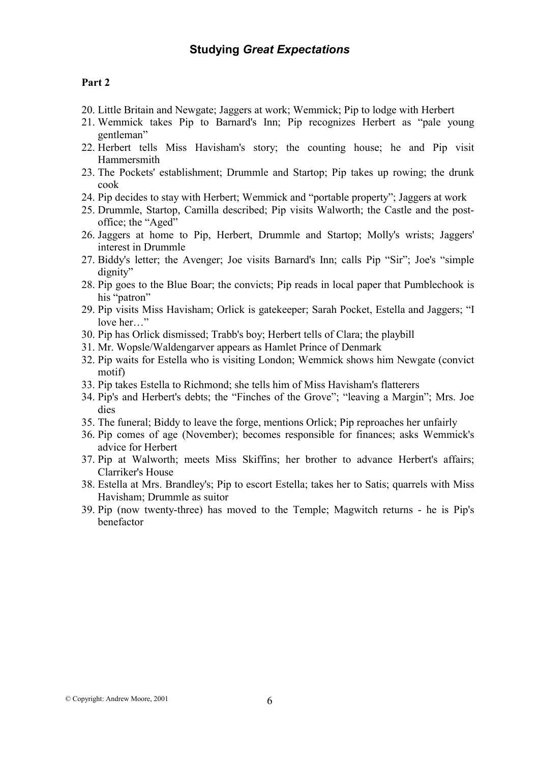## Studying *Great Expectations*

**Part 2**

20. Little Britain and Newgate; Jaggers at work; Wemmick; Pip to lodge with Herbert
21. Wemmick takes Pip to Barnard's Inn; Pip recognizes Herbert as “pale young gentleman”
22. Herbert tells Miss Havisham's story; the counting house; he and Pip visit Hammersmith
23. The Pockets' establishment; Drummle and Startop; Pip takes up rowing; the drunk cook
24. Pip decides to stay with Herbert; Wemmick and “portable property”; Jaggers at work
25. Drummle, Startop, Camilla described; Pip visits Walworth; the Castle and the post-office; the “Aged”
26. Jaggers at home to Pip, Herbert, Drummle and Startop; Molly's wrists; Jaggers' interest in Drummle
27. Biddy's letter; the Avenger; Joe visits Barnard's Inn; calls Pip “Sir”; Joe's “simple dignity”
28. Pip goes to the Blue Boar; the convicts; Pip reads in local paper that Pumblechook is his “patron”
29. Pip visits Miss Havisham; Orlick is gatekeeper; Sarah Pocket, Estella and Jaggers; “I love her…”
30. Pip has Orlick dismissed; Trabb's boy; Herbert tells of Clara; the playbill
31. Mr. Wopsle/Waldengarver appears as Hamlet Prince of Denmark
32. Pip waits for Estella who is visiting London; Wemmick shows him Newgate (convict motif)
33. Pip takes Estella to Richmond; she tells him of Miss Havisham's flatterers
34. Pip's and Herbert's debts; the “Finches of the Grove”; “leaving a Margin”; Mrs. Joe dies
35. The funeral; Biddy to leave the forge, mentions Orlick; Pip reproaches her unfairly
36. Pip comes of age (November); becomes responsible for finances; asks Wemmick's advice for Herbert
37. Pip at Walworth; meets Miss Skiffins; her brother to advance Herbert's affairs; Clarriker's House
38. Estella at Mrs. Brandley's; Pip to escort Estella; takes her to Satis; quarrels with Miss Havisham; Drummle as suitor
39. Pip (now twenty-three) has moved to the Temple; Magwitch returns - he is Pip's benefactor

© Copyright: Andrew Moore, 2001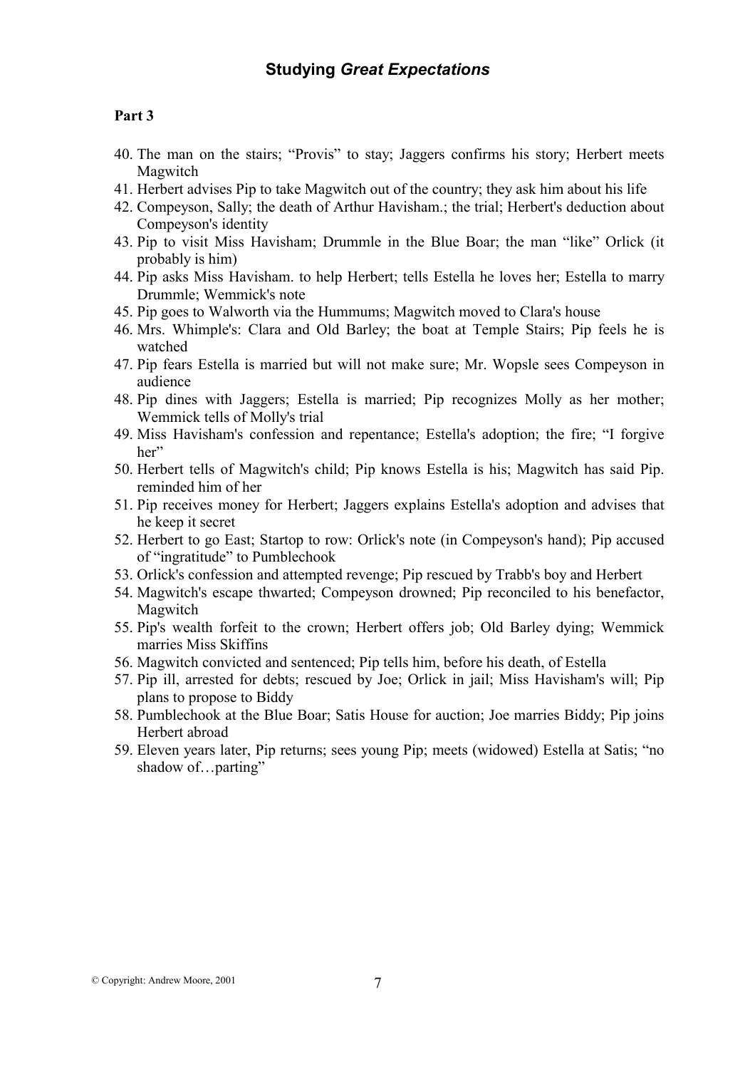## Studying *Great Expectations*

**Part 3**

40. The man on the stairs; "Provis" to stay; Jaggers confirms his story; Herbert meets Magwitch
41. Herbert advises Pip to take Magwitch out of the country; they ask him about his life
42. Compeyson, Sally; the death of Arthur Havisham.; the trial; Herbert's deduction about Compeyson's identity
43. Pip to visit Miss Havisham; Drummle in the Blue Boar; the man "like" Orlick (it probably is him)
44. Pip asks Miss Havisham. to help Herbert; tells Estella he loves her; Estella to marry Drummle; Wemmick's note
45. Pip goes to Walworth via the Hummums; Magwitch moved to Clara's house
46. Mrs. Whimple's: Clara and Old Barley; the boat at Temple Stairs; Pip feels he is watched
47. Pip fears Estella is married but will not make sure; Mr. Wopsle sees Compeyson in audience
48. Pip dines with Jaggers; Estella is married; Pip recognizes Molly as her mother; Wemmick tells of Molly's trial
49. Miss Havisham's confession and repentance; Estella's adoption; the fire; "I forgive her"
50. Herbert tells of Magwitch's child; Pip knows Estella is his; Magwitch has said Pip. reminded him of her
51. Pip receives money for Herbert; Jaggers explains Estella's adoption and advises that he keep it secret
52. Herbert to go East; Startop to row: Orlick's note (in Compeyson's hand); Pip accused of "ingratitude" to Pumblechook
53. Orlick's confession and attempted revenge; Pip rescued by Trabb's boy and Herbert
54. Magwitch's escape thwarted; Compeyson drowned; Pip reconciled to his benefactor, Magwitch
55. Pip's wealth forfeit to the crown; Herbert offers job; Old Barley dying; Wemmick marries Miss Skiffins
56. Magwitch convicted and sentenced; Pip tells him, before his death, of Estella
57. Pip ill, arrested for debts; rescued by Joe; Orlick in jail; Miss Havisham's will; Pip plans to propose to Biddy
58. Pumblechook at the Blue Boar; Satis House for auction; Joe marries Biddy; Pip joins Herbert abroad
59. Eleven years later, Pip returns; sees young Pip; meets (widowed) Estella at Satis; "no shadow of…parting"

© Copyright: Andrew Moore, 2001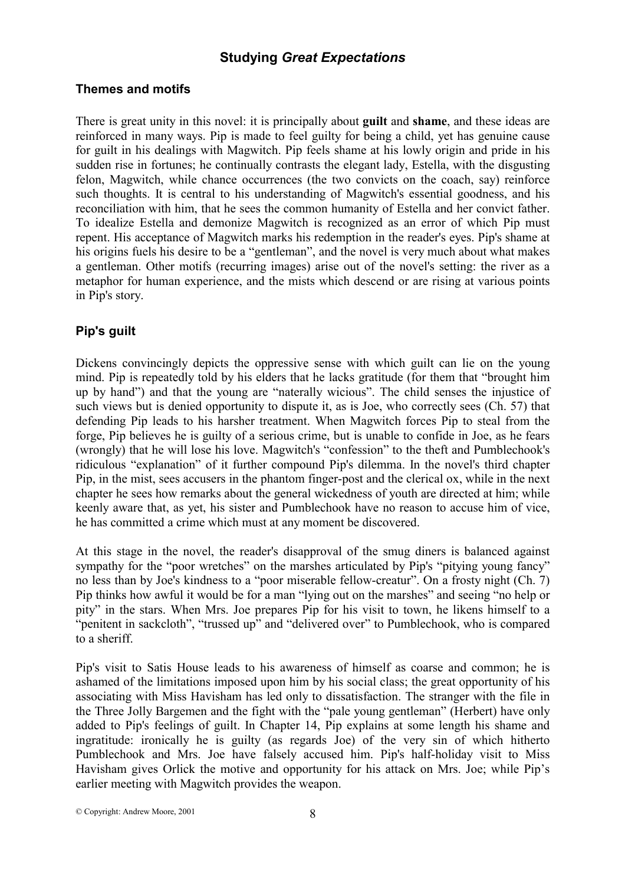# Studying *Great Expectations*

## Themes and motifs

There is great unity in this novel: it is principally about **guilt** and **shame**, and these ideas are reinforced in many ways. Pip is made to feel guilty for being a child, yet has genuine cause for guilt in his dealings with Magwitch. Pip feels shame at his lowly origin and pride in his sudden rise in fortunes; he continually contrasts the elegant lady, Estella, with the disgusting felon, Magwitch, while chance occurrences (the two convicts on the coach, say) reinforce such thoughts. It is central to his understanding of Magwitch's essential goodness, and his reconciliation with him, that he sees the common humanity of Estella and her convict father. To idealize Estella and demonize Magwitch is recognized as an error of which Pip must repent. His acceptance of Magwitch marks his redemption in the reader's eyes. Pip's shame at his origins fuels his desire to be a "gentleman", and the novel is very much about what makes a gentleman. Other motifs (recurring images) arise out of the novel's setting: the river as a metaphor for human experience, and the mists which descend or are rising at various points in Pip's story.

## Pip's guilt

Dickens convincingly depicts the oppressive sense with which guilt can lie on the young mind. Pip is repeatedly told by his elders that he lacks gratitude (for them that "brought him up by hand") and that the young are "naterally wicious". The child senses the injustice of such views but is denied opportunity to dispute it, as is Joe, who correctly sees (Ch. 57) that defending Pip leads to his harsher treatment. When Magwitch forces Pip to steal from the forge, Pip believes he is guilty of a serious crime, but is unable to confide in Joe, as he fears (wrongly) that he will lose his love. Magwitch's "confession" to the theft and Pumblechook's ridiculous "explanation" of it further compound Pip's dilemma. In the novel's third chapter Pip, in the mist, sees accusers in the phantom finger-post and the clerical ox, while in the next chapter he sees how remarks about the general wickedness of youth are directed at him; while keenly aware that, as yet, his sister and Pumblechook have no reason to accuse him of vice, he has committed a crime which must at any moment be discovered.

At this stage in the novel, the reader's disapproval of the smug diners is balanced against sympathy for the "poor wretches" on the marshes articulated by Pip's "pitying young fancy" no less than by Joe's kindness to a "poor miserable fellow-creatur". On a frosty night (Ch. 7) Pip thinks how awful it would be for a man "lying out on the marshes" and seeing "no help or pity" in the stars. When Mrs. Joe prepares Pip for his visit to town, he likens himself to a "penitent in sackcloth", "trussed up" and "delivered over" to Pumblechook, who is compared to a sheriff.

Pip's visit to Satis House leads to his awareness of himself as coarse and common; he is ashamed of the limitations imposed upon him by his social class; the great opportunity of his associating with Miss Havisham has led only to dissatisfaction. The stranger with the file in the Three Jolly Bargemen and the fight with the "pale young gentleman" (Herbert) have only added to Pip's feelings of guilt. In Chapter 14, Pip explains at some length his shame and ingratitude: ironically he is guilty (as regards Joe) of the very sin of which hitherto Pumblechook and Mrs. Joe have falsely accused him. Pip's half-holiday visit to Miss Havisham gives Orlick the motive and opportunity for his attack on Mrs. Joe; while Pip's earlier meeting with Magwitch provides the weapon.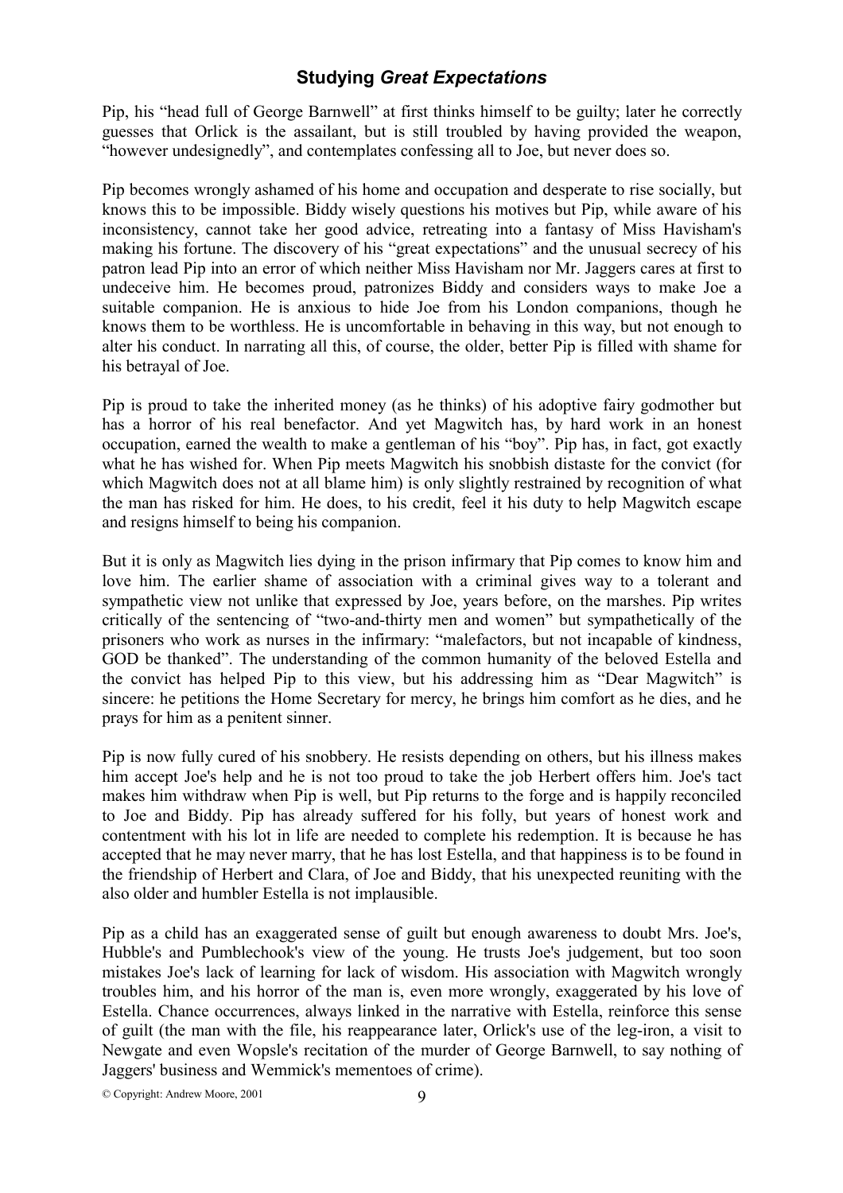Pip, his "head full of George Barnwell" at first thinks himself to be guilty; later he correctly guesses that Orlick is the assailant, but is still troubled by having provided the weapon, "however undesignedly", and contemplates confessing all to Joe, but never does so.

Pip becomes wrongly ashamed of his home and occupation and desperate to rise socially, but knows this to be impossible. Biddy wisely questions his motives but Pip, while aware of his inconsistency, cannot take her good advice, retreating into a fantasy of Miss Havisham's making his fortune. The discovery of his "great expectations" and the unusual secrecy of his patron lead Pip into an error of which neither Miss Havisham nor Mr. Jaggers cares at first to undeceive him. He becomes proud, patronizes Biddy and considers ways to make Joe a suitable companion. He is anxious to hide Joe from his London companions, though he knows them to be worthless. He is uncomfortable in behaving in this way, but not enough to alter his conduct. In narrating all this, of course, the older, better Pip is filled with shame for his betrayal of Joe.

Pip is proud to take the inherited money (as he thinks) of his adoptive fairy godmother but has a horror of his real benefactor. And yet Magwitch has, by hard work in an honest occupation, earned the wealth to make a gentleman of his "boy". Pip has, in fact, got exactly what he has wished for. When Pip meets Magwitch his snobbish distaste for the convict (for which Magwitch does not at all blame him) is only slightly restrained by recognition of what the man has risked for him. He does, to his credit, feel it his duty to help Magwitch escape and resigns himself to being his companion.

But it is only as Magwitch lies dying in the prison infirmary that Pip comes to know him and love him. The earlier shame of association with a criminal gives way to a tolerant and sympathetic view not unlike that expressed by Joe, years before, on the marshes. Pip writes critically of the sentencing of "two-and-thirty men and women" but sympathetically of the prisoners who work as nurses in the infirmary: "malefactors, but not incapable of kindness, GOD be thanked". The understanding of the common humanity of the beloved Estella and the convict has helped Pip to this view, but his addressing him as "Dear Magwitch" is sincere: he petitions the Home Secretary for mercy, he brings him comfort as he dies, and he prays for him as a penitent sinner.

Pip is now fully cured of his snobbery. He resists depending on others, but his illness makes him accept Joe's help and he is not too proud to take the job Herbert offers him. Joe's tact makes him withdraw when Pip is well, but Pip returns to the forge and is happily reconciled to Joe and Biddy. Pip has already suffered for his folly, but years of honest work and contentment with his lot in life are needed to complete his redemption. It is because he has accepted that he may never marry, that he has lost Estella, and that happiness is to be found in the friendship of Herbert and Clara, of Joe and Biddy, that his unexpected reuniting with the also older and humbler Estella is not implausible.

Pip as a child has an exaggerated sense of guilt but enough awareness to doubt Mrs. Joe's, Hubble's and Pumblechook's view of the young. He trusts Joe's judgement, but too soon mistakes Joe's lack of learning for lack of wisdom. His association with Magwitch wrongly troubles him, and his horror of the man is, even more wrongly, exaggerated by his love of Estella. Chance occurrences, always linked in the narrative with Estella, reinforce this sense of guilt (the man with the file, his reappearance later, Orlick's use of the leg-iron, a visit to Newgate and even Wopsle's recitation of the murder of George Barnwell, to say nothing of Jaggers' business and Wemmick's mementoes of crime).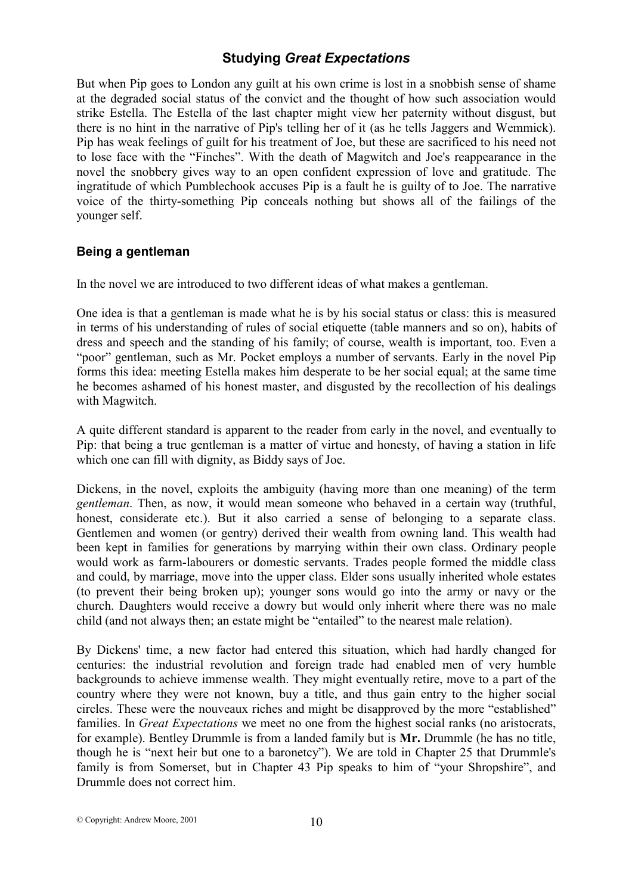But when Pip goes to London any guilt at his own crime is lost in a snobbish sense of shame at the degraded social status of the convict and the thought of how such association would strike Estella. The Estella of the last chapter might view her paternity without disgust, but there is no hint in the narrative of Pip's telling her of it (as he tells Jaggers and Wemmick). Pip has weak feelings of guilt for his treatment of Joe, but these are sacrificed to his need not to lose face with the "Finches". With the death of Magwitch and Joe's reappearance in the novel the snobbery gives way to an open confident expression of love and gratitude. The ingratitude of which Pumblechook accuses Pip is a fault he is guilty of to Joe. The narrative voice of the thirty-something Pip conceals nothing but shows all of the failings of the younger self.

## Being a gentleman

In the novel we are introduced to two different ideas of what makes a gentleman.

One idea is that a gentleman is made what he is by his social status or class: this is measured in terms of his understanding of rules of social etiquette (table manners and so on), habits of dress and speech and the standing of his family; of course, wealth is important, too. Even a "poor" gentleman, such as Mr. Pocket employs a number of servants. Early in the novel Pip forms this idea: meeting Estella makes him desperate to be her social equal; at the same time he becomes ashamed of his honest master, and disgusted by the recollection of his dealings with Magwitch.

A quite different standard is apparent to the reader from early in the novel, and eventually to Pip: that being a true gentleman is a matter of virtue and honesty, of having a station in life which one can fill with dignity, as Biddy says of Joe.

Dickens, in the novel, exploits the ambiguity (having more than one meaning) of the term *gentleman*. Then, as now, it would mean someone who behaved in a certain way (truthful, honest, considerate etc.). But it also carried a sense of belonging to a separate class. Gentlemen and women (or gentry) derived their wealth from owning land. This wealth had been kept in families for generations by marrying within their own class. Ordinary people would work as farm-labourers or domestic servants. Trades people formed the middle class and could, by marriage, move into the upper class. Elder sons usually inherited whole estates (to prevent their being broken up); younger sons would go into the army or navy or the church. Daughters would receive a dowry but would only inherit where there was no male child (and not always then; an estate might be "entailed" to the nearest male relation).

By Dickens' time, a new factor had entered this situation, which had hardly changed for centuries: the industrial revolution and foreign trade had enabled men of very humble backgrounds to achieve immense wealth. They might eventually retire, move to a part of the country where they were not known, buy a title, and thus gain entry to the higher social circles. These were the nouveaux riches and might be disapproved by the more "established" families. In *Great Expectations* we meet no one from the highest social ranks (no aristocrats, for example). Bentley Drummle is from a landed family but is **Mr.** Drummle (he has no title, though he is "next heir but one to a baronetcy"). We are told in Chapter 25 that Drummle's family is from Somerset, but in Chapter 43 Pip speaks to him of "your Shropshire", and Drummle does not correct him.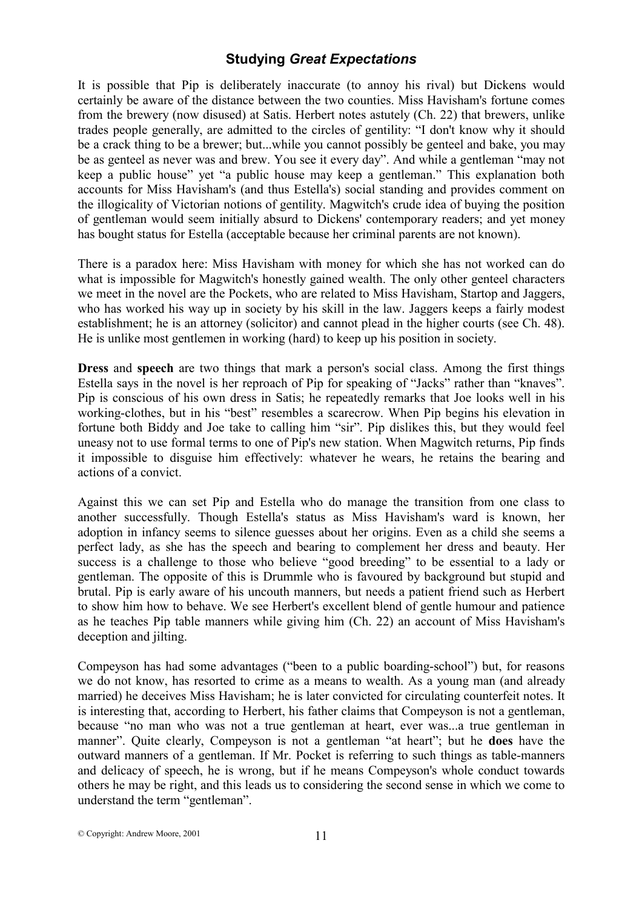It is possible that Pip is deliberately inaccurate (to annoy his rival) but Dickens would certainly be aware of the distance between the two counties. Miss Havisham's fortune comes from the brewery (now disused) at Satis. Herbert notes astutely (Ch. 22) that brewers, unlike trades people generally, are admitted to the circles of gentility: "I don't know why it should be a crack thing to be a brewer; but...while you cannot possibly be genteel and bake, you may be as genteel as never was and brew. You see it every day". And while a gentleman "may not keep a public house" yet "a public house may keep a gentleman." This explanation both accounts for Miss Havisham's (and thus Estella's) social standing and provides comment on the illogicality of Victorian notions of gentility. Magwitch's crude idea of buying the position of gentleman would seem initially absurd to Dickens' contemporary readers; and yet money has bought status for Estella (acceptable because her criminal parents are not known).

There is a paradox here: Miss Havisham with money for which she has not worked can do what is impossible for Magwitch's honestly gained wealth. The only other genteel characters we meet in the novel are the Pockets, who are related to Miss Havisham, Startop and Jaggers, who has worked his way up in society by his skill in the law. Jaggers keeps a fairly modest establishment; he is an attorney (solicitor) and cannot plead in the higher courts (see Ch. 48). He is unlike most gentlemen in working (hard) to keep up his position in society.

**Dress** and **speech** are two things that mark a person's social class. Among the first things Estella says in the novel is her reproach of Pip for speaking of "Jacks" rather than "knaves". Pip is conscious of his own dress in Satis; he repeatedly remarks that Joe looks well in his working-clothes, but in his "best" resembles a scarecrow. When Pip begins his elevation in fortune both Biddy and Joe take to calling him "sir". Pip dislikes this, but they would feel uneasy not to use formal terms to one of Pip's new station. When Magwitch returns, Pip finds it impossible to disguise him effectively: whatever he wears, he retains the bearing and actions of a convict.

Against this we can set Pip and Estella who do manage the transition from one class to another successfully. Though Estella's status as Miss Havisham's ward is known, her adoption in infancy seems to silence guesses about her origins. Even as a child she seems a perfect lady, as she has the speech and bearing to complement her dress and beauty. Her success is a challenge to those who believe "good breeding" to be essential to a lady or gentleman. The opposite of this is Drummle who is favoured by background but stupid and brutal. Pip is early aware of his uncouth manners, but needs a patient friend such as Herbert to show him how to behave. We see Herbert's excellent blend of gentle humour and patience as he teaches Pip table manners while giving him (Ch. 22) an account of Miss Havisham's deception and jilting.

Compeyson has had some advantages ("been to a public boarding-school") but, for reasons we do not know, has resorted to crime as a means to wealth. As a young man (and already married) he deceives Miss Havisham; he is later convicted for circulating counterfeit notes. It is interesting that, according to Herbert, his father claims that Compeyson is not a gentleman, because "no man who was not a true gentleman at heart, ever was...a true gentleman in manner". Quite clearly, Compeyson is not a gentleman "at heart"; but he **does** have the outward manners of a gentleman. If Mr. Pocket is referring to such things as table-manners and delicacy of speech, he is wrong, but if he means Compeyson's whole conduct towards others he may be right, and this leads us to considering the second sense in which we come to understand the term "gentleman".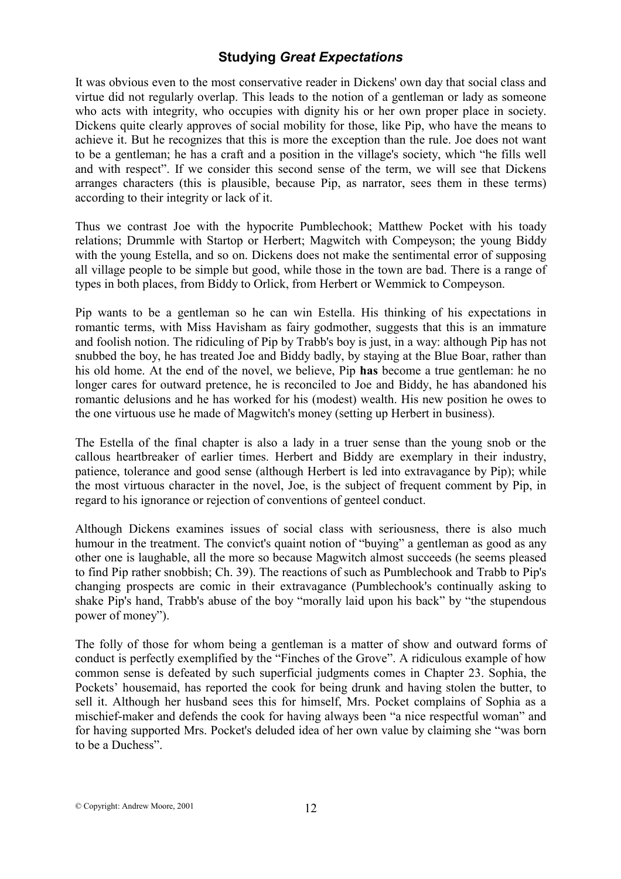## Studying *Great Expectations*

It was obvious even to the most conservative reader in Dickens' own day that social class and virtue did not regularly overlap. This leads to the notion of a gentleman or lady as someone who acts with integrity, who occupies with dignity his or her own proper place in society. Dickens quite clearly approves of social mobility for those, like Pip, who have the means to achieve it. But he recognizes that this is more the exception than the rule. Joe does not want to be a gentleman; he has a craft and a position in the village's society, which "he fills well and with respect". If we consider this second sense of the term, we will see that Dickens arranges characters (this is plausible, because Pip, as narrator, sees them in these terms) according to their integrity or lack of it.

Thus we contrast Joe with the hypocrite Pumblechook; Matthew Pocket with his toady relations; Drummle with Startop or Herbert; Magwitch with Compeyson; the young Biddy with the young Estella, and so on. Dickens does not make the sentimental error of supposing all village people to be simple but good, while those in the town are bad. There is a range of types in both places, from Biddy to Orlick, from Herbert or Wemmick to Compeyson.

Pip wants to be a gentleman so he can win Estella. His thinking of his expectations in romantic terms, with Miss Havisham as fairy godmother, suggests that this is an immature and foolish notion. The ridiculing of Pip by Trabb's boy is just, in a way: although Pip has not snubbed the boy, he has treated Joe and Biddy badly, by staying at the Blue Boar, rather than his old home. At the end of the novel, we believe, Pip **has** become a true gentleman: he no longer cares for outward pretence, he is reconciled to Joe and Biddy, he has abandoned his romantic delusions and he has worked for his (modest) wealth. His new position he owes to the one virtuous use he made of Magwitch's money (setting up Herbert in business).

The Estella of the final chapter is also a lady in a truer sense than the young snob or the callous heartbreaker of earlier times. Herbert and Biddy are exemplary in their industry, patience, tolerance and good sense (although Herbert is led into extravagance by Pip); while the most virtuous character in the novel, Joe, is the subject of frequent comment by Pip, in regard to his ignorance or rejection of conventions of genteel conduct.

Although Dickens examines issues of social class with seriousness, there is also much humour in the treatment. The convict's quaint notion of "buying" a gentleman as good as any other one is laughable, all the more so because Magwitch almost succeeds (he seems pleased to find Pip rather snobbish; Ch. 39). The reactions of such as Pumblechook and Trabb to Pip's changing prospects are comic in their extravagance (Pumblechook's continually asking to shake Pip's hand, Trabb's abuse of the boy "morally laid upon his back" by "the stupendous power of money").

The folly of those for whom being a gentleman is a matter of show and outward forms of conduct is perfectly exemplified by the "Finches of the Grove". A ridiculous example of how common sense is defeated by such superficial judgments comes in Chapter 23. Sophia, the Pockets' housemaid, has reported the cook for being drunk and having stolen the butter, to sell it. Although her husband sees this for himself, Mrs. Pocket complains of Sophia as a mischief-maker and defends the cook for having always been "a nice respectful woman" and for having supported Mrs. Pocket's deluded idea of her own value by claiming she "was born to be a Duchess".

© Copyright: Andrew Moore, 2001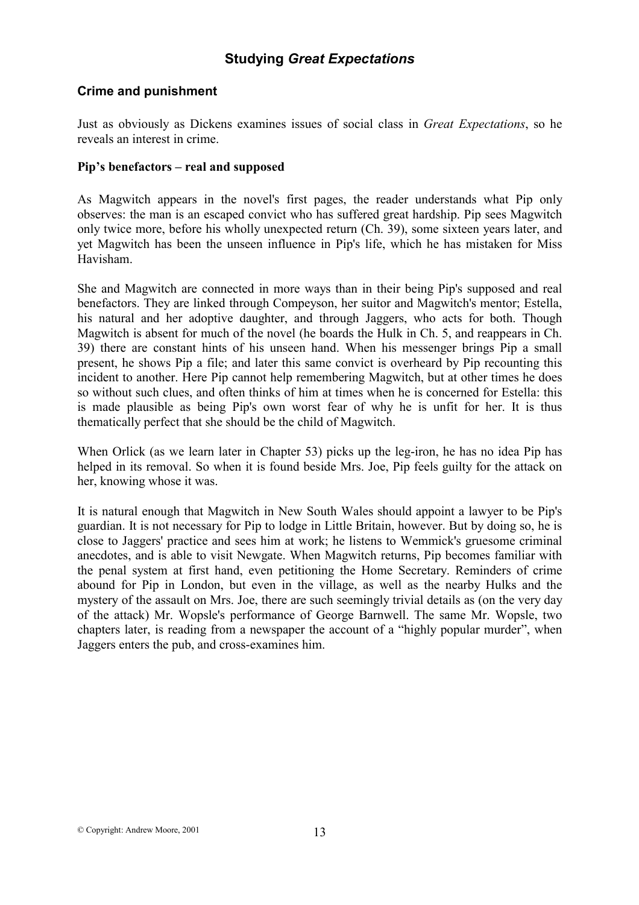## Studying *Great Expectations*

### Crime and punishment

Just as obviously as Dickens examines issues of social class in *Great Expectations*, so he reveals an interest in crime.

#### Pip's benefactors – real and supposed

As Magwitch appears in the novel's first pages, the reader understands what Pip only observes: the man is an escaped convict who has suffered great hardship. Pip sees Magwitch only twice more, before his wholly unexpected return (Ch. 39), some sixteen years later, and yet Magwitch has been the unseen influence in Pip's life, which he has mistaken for Miss Havisham.

She and Magwitch are connected in more ways than in their being Pip's supposed and real benefactors. They are linked through Compeyson, her suitor and Magwitch's mentor; Estella, his natural and her adoptive daughter, and through Jaggers, who acts for both. Though Magwitch is absent for much of the novel (he boards the Hulk in Ch. 5, and reappears in Ch. 39) there are constant hints of his unseen hand. When his messenger brings Pip a small present, he shows Pip a file; and later this same convict is overheard by Pip recounting this incident to another. Here Pip cannot help remembering Magwitch, but at other times he does so without such clues, and often thinks of him at times when he is concerned for Estella: this is made plausible as being Pip's own worst fear of why he is unfit for her. It is thus thematically perfect that she should be the child of Magwitch.

When Orlick (as we learn later in Chapter 53) picks up the leg-iron, he has no idea Pip has helped in its removal. So when it is found beside Mrs. Joe, Pip feels guilty for the attack on her, knowing whose it was.

It is natural enough that Magwitch in New South Wales should appoint a lawyer to be Pip's guardian. It is not necessary for Pip to lodge in Little Britain, however. But by doing so, he is close to Jaggers' practice and sees him at work; he listens to Wemmick's gruesome criminal anecdotes, and is able to visit Newgate. When Magwitch returns, Pip becomes familiar with the penal system at first hand, even petitioning the Home Secretary. Reminders of crime abound for Pip in London, but even in the village, as well as the nearby Hulks and the mystery of the assault on Mrs. Joe, there are such seemingly trivial details as (on the very day of the attack) Mr. Wopsle's performance of George Barnwell. The same Mr. Wopsle, two chapters later, is reading from a newspaper the account of a "highly popular murder", when Jaggers enters the pub, and cross-examines him.

© Copyright: Andrew Moore, 2001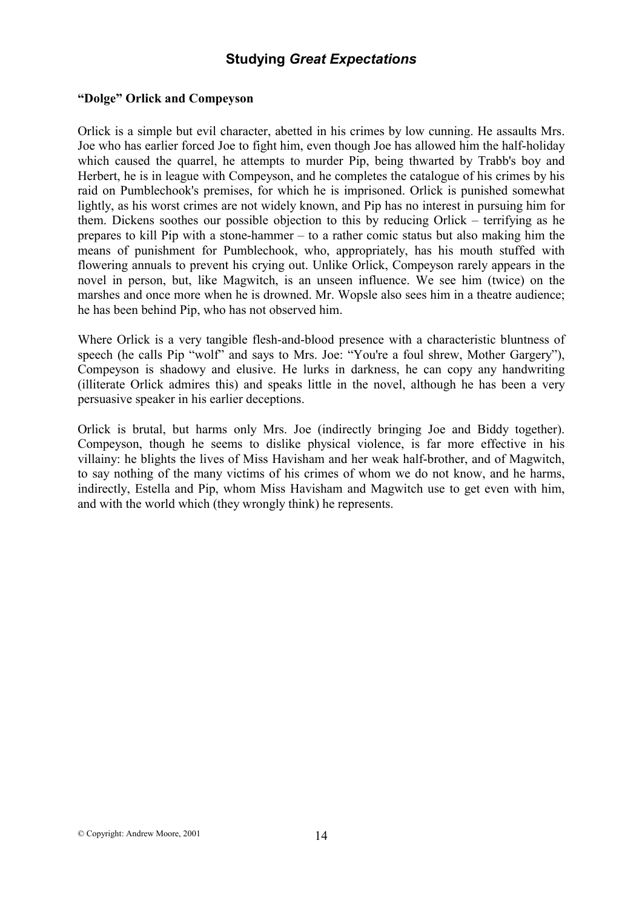### "Dolge" Orlick and Compeyson

Orlick is a simple but evil character, abetted in his crimes by low cunning. He assaults Mrs. Joe who has earlier forced Joe to fight him, even though Joe has allowed him the half-holiday which caused the quarrel, he attempts to murder Pip, being thwarted by Trabb's boy and Herbert, he is in league with Compeyson, and he completes the catalogue of his crimes by his raid on Pumblechook's premises, for which he is imprisoned. Orlick is punished somewhat lightly, as his worst crimes are not widely known, and Pip has no interest in pursuing him for them. Dickens soothes our possible objection to this by reducing Orlick – terrifying as he prepares to kill Pip with a stone-hammer – to a rather comic status but also making him the means of punishment for Pumblechook, who, appropriately, has his mouth stuffed with flowering annuals to prevent his crying out. Unlike Orlick, Compeyson rarely appears in the novel in person, but, like Magwitch, is an unseen influence. We see him (twice) on the marshes and once more when he is drowned. Mr. Wopsle also sees him in a theatre audience; he has been behind Pip, who has not observed him.

Where Orlick is a very tangible flesh-and-blood presence with a characteristic bluntness of speech (he calls Pip "wolf" and says to Mrs. Joe: "You're a foul shrew, Mother Gargery"), Compeyson is shadowy and elusive. He lurks in darkness, he can copy any handwriting (illiterate Orlick admires this) and speaks little in the novel, although he has been a very persuasive speaker in his earlier deceptions.

Orlick is brutal, but harms only Mrs. Joe (indirectly bringing Joe and Biddy together). Compeyson, though he seems to dislike physical violence, is far more effective in his villainy: he blights the lives of Miss Havisham and her weak half-brother, and of Magwitch, to say nothing of the many victims of his crimes of whom we do not know, and he harms, indirectly, Estella and Pip, whom Miss Havisham and Magwitch use to get even with him, and with the world which (they wrongly think) he represents.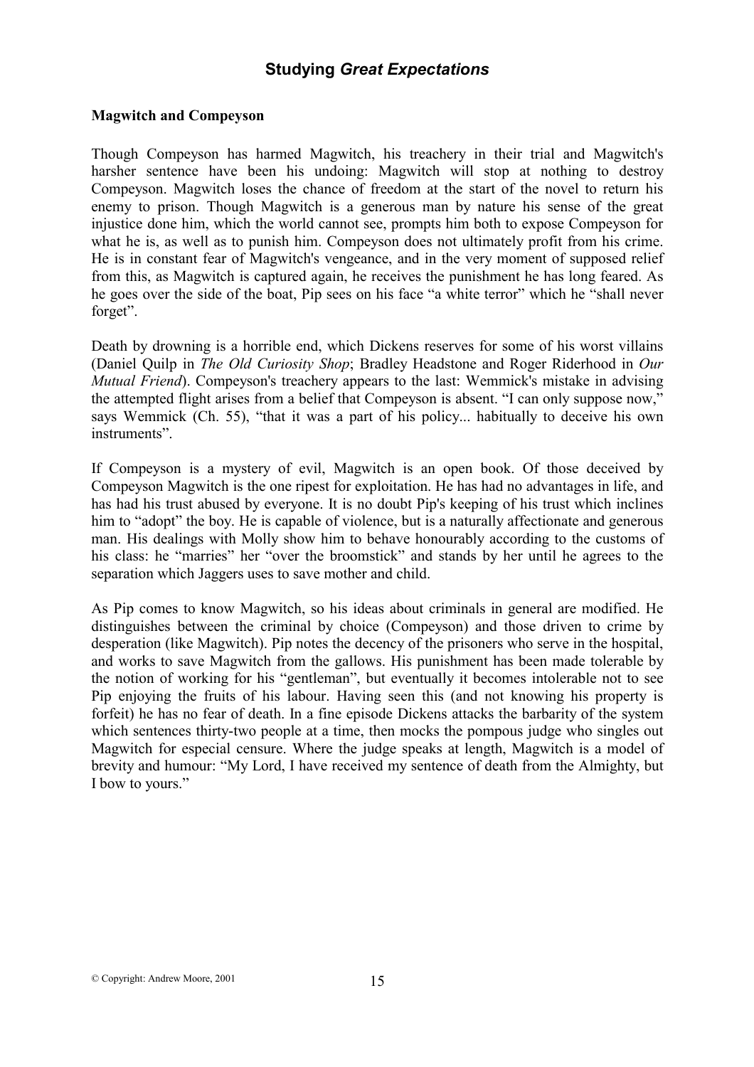## Studying *Great Expectations*

**Magwitch and Compeyson**

Though Compeyson has harmed Magwitch, his treachery in their trial and Magwitch's harsher sentence have been his undoing: Magwitch will stop at nothing to destroy Compeyson. Magwitch loses the chance of freedom at the start of the novel to return his enemy to prison. Though Magwitch is a generous man by nature his sense of the great injustice done him, which the world cannot see, prompts him both to expose Compeyson for what he is, as well as to punish him. Compeyson does not ultimately profit from his crime. He is in constant fear of Magwitch's vengeance, and in the very moment of supposed relief from this, as Magwitch is captured again, he receives the punishment he has long feared. As he goes over the side of the boat, Pip sees on his face "a white terror" which he "shall never forget".

Death by drowning is a horrible end, which Dickens reserves for some of his worst villains (Daniel Quilp in *The Old Curiosity Shop*; Bradley Headstone and Roger Riderhood in *Our Mutual Friend*). Compeyson's treachery appears to the last: Wemmick's mistake in advising the attempted flight arises from a belief that Compeyson is absent. "I can only suppose now," says Wemmick (Ch. 55), "that it was a part of his policy... habitually to deceive his own instruments".

If Compeyson is a mystery of evil, Magwitch is an open book. Of those deceived by Compeyson Magwitch is the one ripest for exploitation. He has had no advantages in life, and has had his trust abused by everyone. It is no doubt Pip's keeping of his trust which inclines him to "adopt" the boy. He is capable of violence, but is a naturally affectionate and generous man. His dealings with Molly show him to behave honourably according to the customs of his class: he "marries" her "over the broomstick" and stands by her until he agrees to the separation which Jaggers uses to save mother and child.

As Pip comes to know Magwitch, so his ideas about criminals in general are modified. He distinguishes between the criminal by choice (Compeyson) and those driven to crime by desperation (like Magwitch). Pip notes the decency of the prisoners who serve in the hospital, and works to save Magwitch from the gallows. His punishment has been made tolerable by the notion of working for his "gentleman", but eventually it becomes intolerable not to see Pip enjoying the fruits of his labour. Having seen this (and not knowing his property is forfeit) he has no fear of death. In a fine episode Dickens attacks the barbarity of the system which sentences thirty-two people at a time, then mocks the pompous judge who singles out Magwitch for especial censure. Where the judge speaks at length, Magwitch is a model of brevity and humour: "My Lord, I have received my sentence of death from the Almighty, but I bow to yours."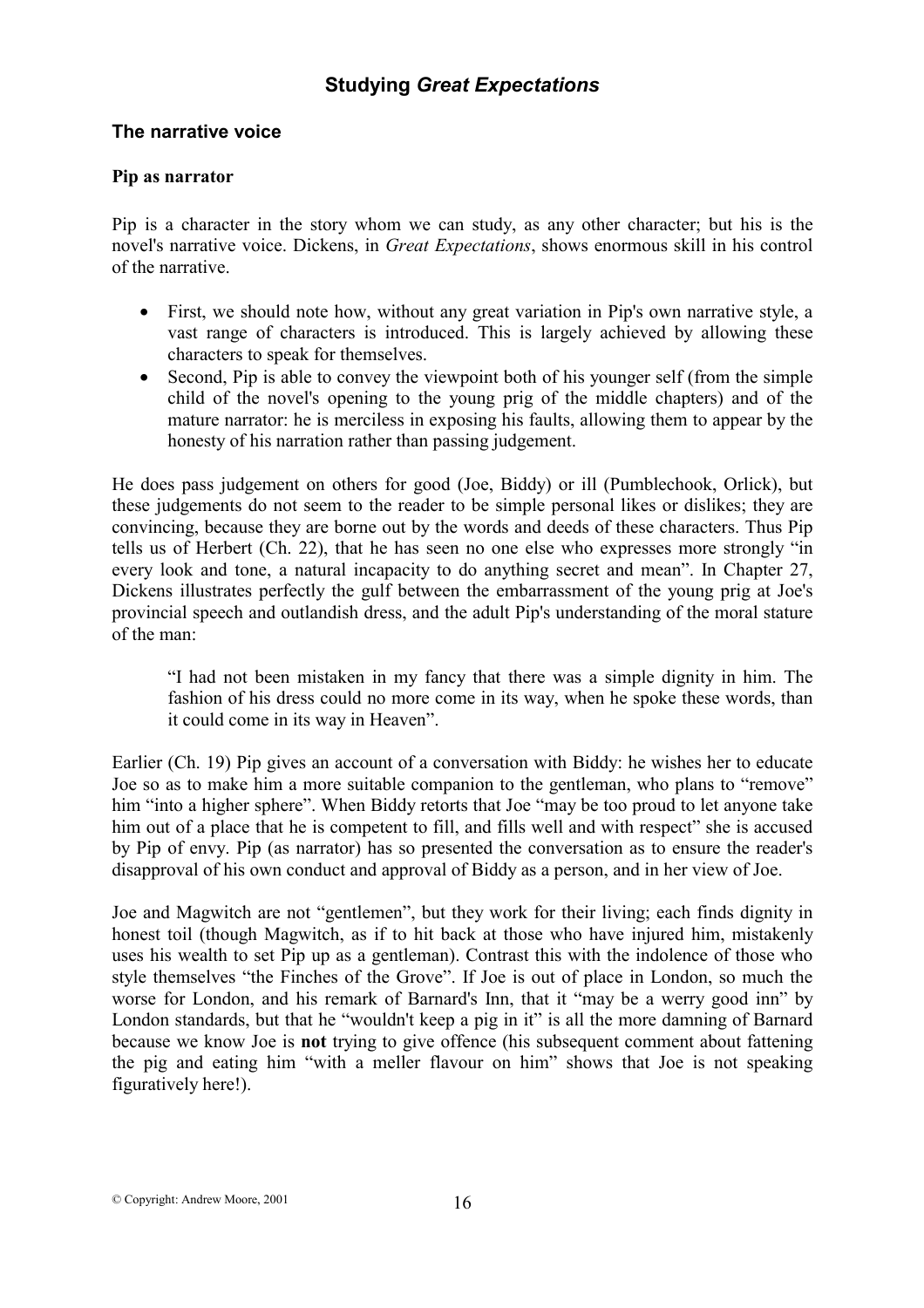# Studying *Great Expectations*

## The narrative voice

### Pip as narrator

Pip is a character in the story whom we can study, as any other character; but his is the novel's narrative voice. Dickens, in *Great Expectations*, shows enormous skill in his control of the narrative.

- First, we should note how, without any great variation in Pip's own narrative style, a vast range of characters is introduced. This is largely achieved by allowing these characters to speak for themselves.
- Second, Pip is able to convey the viewpoint both of his younger self (from the simple child of the novel's opening to the young prig of the middle chapters) and of the mature narrator: he is merciless in exposing his faults, allowing them to appear by the honesty of his narration rather than passing judgement.

He does pass judgement on others for good (Joe, Biddy) or ill (Pumblechook, Orlick), but these judgements do not seem to the reader to be simple personal likes or dislikes; they are convincing, because they are borne out by the words and deeds of these characters. Thus Pip tells us of Herbert (Ch. 22), that he has seen no one else who expresses more strongly "in every look and tone, a natural incapacity to do anything secret and mean". In Chapter 27, Dickens illustrates perfectly the gulf between the embarrassment of the young prig at Joe's provincial speech and outlandish dress, and the adult Pip's understanding of the moral stature of the man:

> "I had not been mistaken in my fancy that there was a simple dignity in him. The fashion of his dress could no more come in its way, when he spoke these words, than it could come in its way in Heaven".

Earlier (Ch. 19) Pip gives an account of a conversation with Biddy: he wishes her to educate Joe so as to make him a more suitable companion to the gentleman, who plans to "remove" him "into a higher sphere". When Biddy retorts that Joe "may be too proud to let anyone take him out of a place that he is competent to fill, and fills well and with respect" she is accused by Pip of envy. Pip (as narrator) has so presented the conversation as to ensure the reader's disapproval of his own conduct and approval of Biddy as a person, and in her view of Joe.

Joe and Magwitch are not "gentlemen", but they work for their living; each finds dignity in honest toil (though Magwitch, as if to hit back at those who have injured him, mistakenly uses his wealth to set Pip up as a gentleman). Contrast this with the indolence of those who style themselves "the Finches of the Grove". If Joe is out of place in London, so much the worse for London, and his remark of Barnard's Inn, that it "may be a werry good inn" by London standards, but that he "wouldn't keep a pig in it" is all the more damning of Barnard because we know Joe is **not** trying to give offence (his subsequent comment about fattening the pig and eating him "with a meller flavour on him" shows that Joe is not speaking figuratively here!).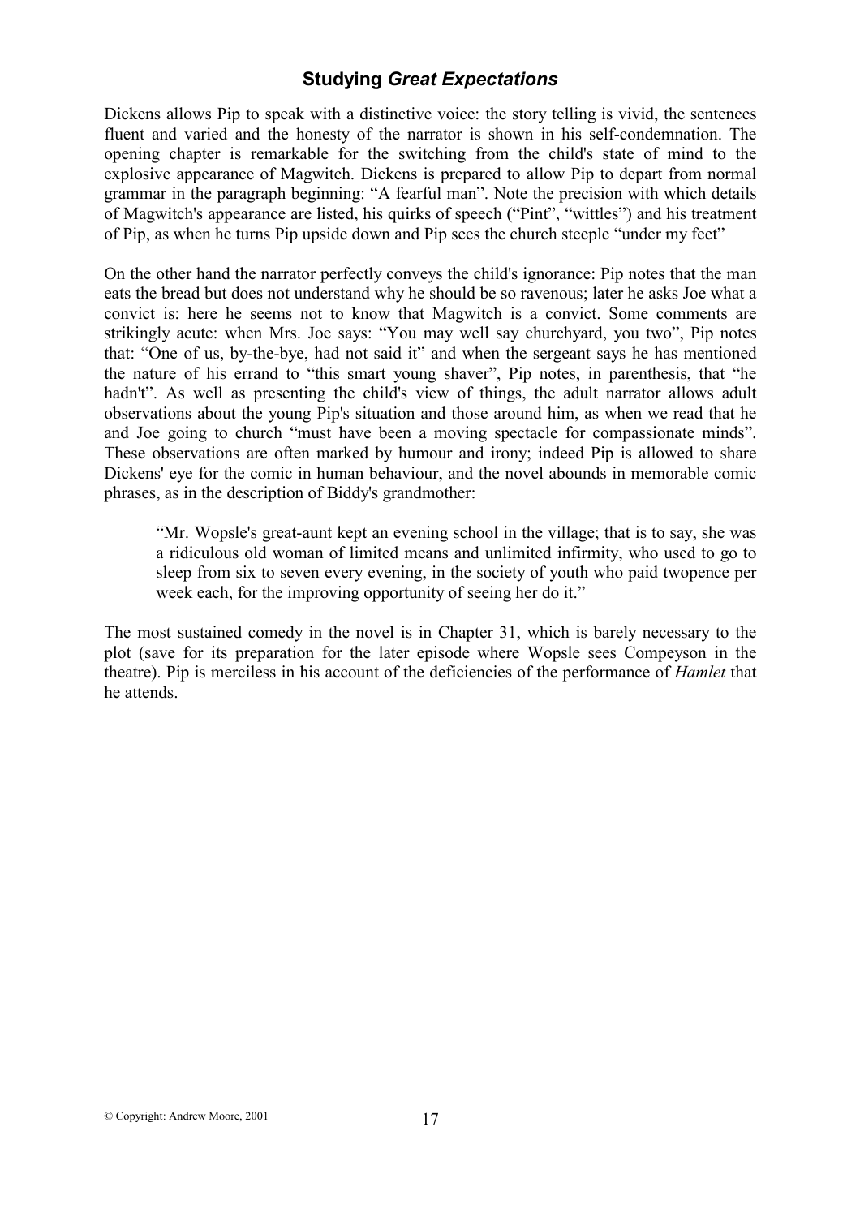## Studying *Great Expectations*

Dickens allows Pip to speak with a distinctive voice: the story telling is vivid, the sentences fluent and varied and the honesty of the narrator is shown in his self-condemnation. The opening chapter is remarkable for the switching from the child's state of mind to the explosive appearance of Magwitch. Dickens is prepared to allow Pip to depart from normal grammar in the paragraph beginning: "A fearful man". Note the precision with which details of Magwitch's appearance are listed, his quirks of speech ("Pint", "wittles") and his treatment of Pip, as when he turns Pip upside down and Pip sees the church steeple "under my feet"

On the other hand the narrator perfectly conveys the child's ignorance: Pip notes that the man eats the bread but does not understand why he should be so ravenous; later he asks Joe what a convict is: here he seems not to know that Magwitch is a convict. Some comments are strikingly acute: when Mrs. Joe says: "You may well say churchyard, you two", Pip notes that: "One of us, by-the-bye, had not said it" and when the sergeant says he has mentioned the nature of his errand to "this smart young shaver", Pip notes, in parenthesis, that "he hadn't". As well as presenting the child's view of things, the adult narrator allows adult observations about the young Pip's situation and those around him, as when we read that he and Joe going to church "must have been a moving spectacle for compassionate minds". These observations are often marked by humour and irony; indeed Pip is allowed to share Dickens' eye for the comic in human behaviour, and the novel abounds in memorable comic phrases, as in the description of Biddy's grandmother:

> "Mr. Wopsle's great-aunt kept an evening school in the village; that is to say, she was a ridiculous old woman of limited means and unlimited infirmity, who used to go to sleep from six to seven every evening, in the society of youth who paid twopence per week each, for the improving opportunity of seeing her do it."

The most sustained comedy in the novel is in Chapter 31, which is barely necessary to the plot (save for its preparation for the later episode where Wopsle sees Compeyson in the theatre). Pip is merciless in his account of the deficiencies of the performance of *Hamlet* that he attends.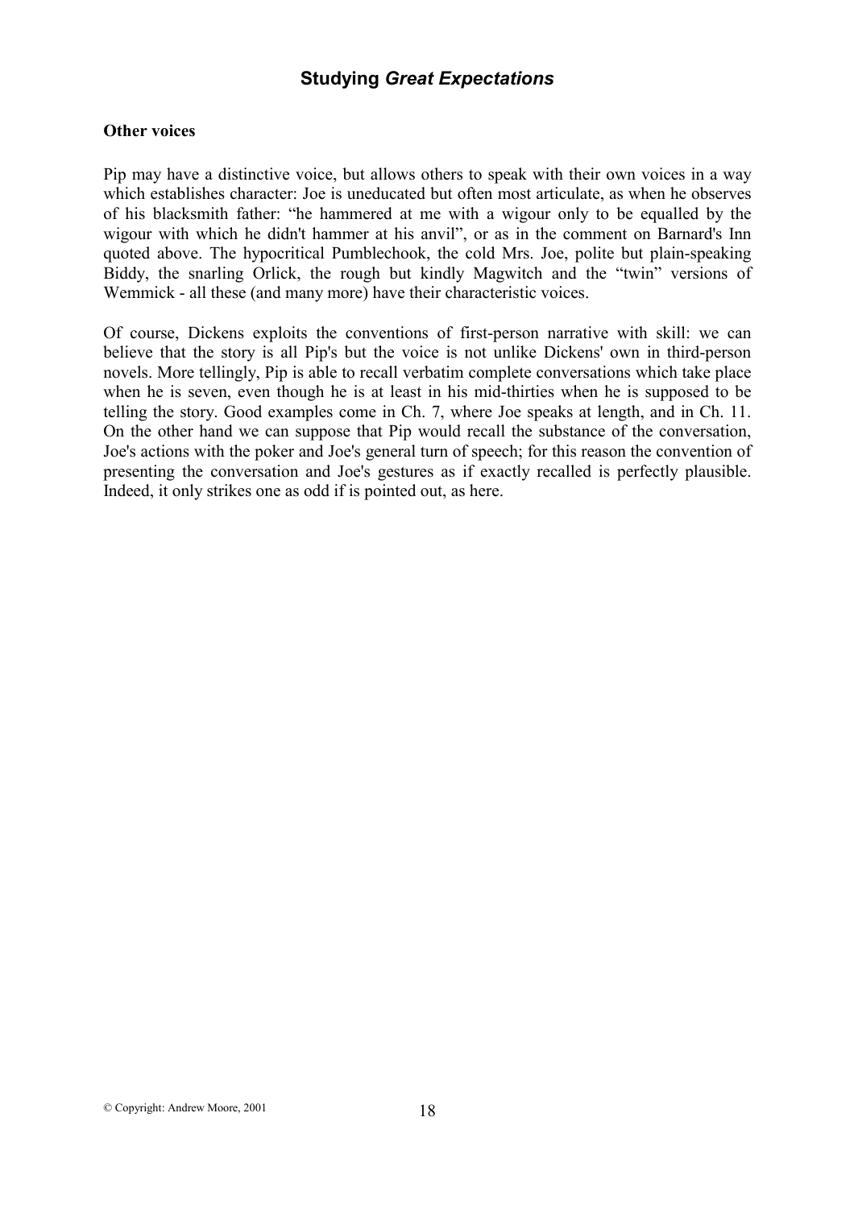### Other voices

Pip may have a distinctive voice, but allows others to speak with their own voices in a way which establishes character: Joe is uneducated but often most articulate, as when he observes of his blacksmith father: "he hammered at me with a wigour only to be equalled by the wigour with which he didn't hammer at his anvil", or as in the comment on Barnard's Inn quoted above. The hypocritical Pumblechook, the cold Mrs. Joe, polite but plain-speaking Biddy, the snarling Orlick, the rough but kindly Magwitch and the "twin" versions of Wemmick - all these (and many more) have their characteristic voices.

Of course, Dickens exploits the conventions of first-person narrative with skill: we can believe that the story is all Pip's but the voice is not unlike Dickens' own in third-person novels. More tellingly, Pip is able to recall verbatim complete conversations which take place when he is seven, even though he is at least in his mid-thirties when he is supposed to be telling the story. Good examples come in Ch. 7, where Joe speaks at length, and in Ch. 11. On the other hand we can suppose that Pip would recall the substance of the conversation, Joe's actions with the poker and Joe's general turn of speech; for this reason the convention of presenting the conversation and Joe's gestures as if exactly recalled is perfectly plausible. Indeed, it only strikes one as odd if is pointed out, as here.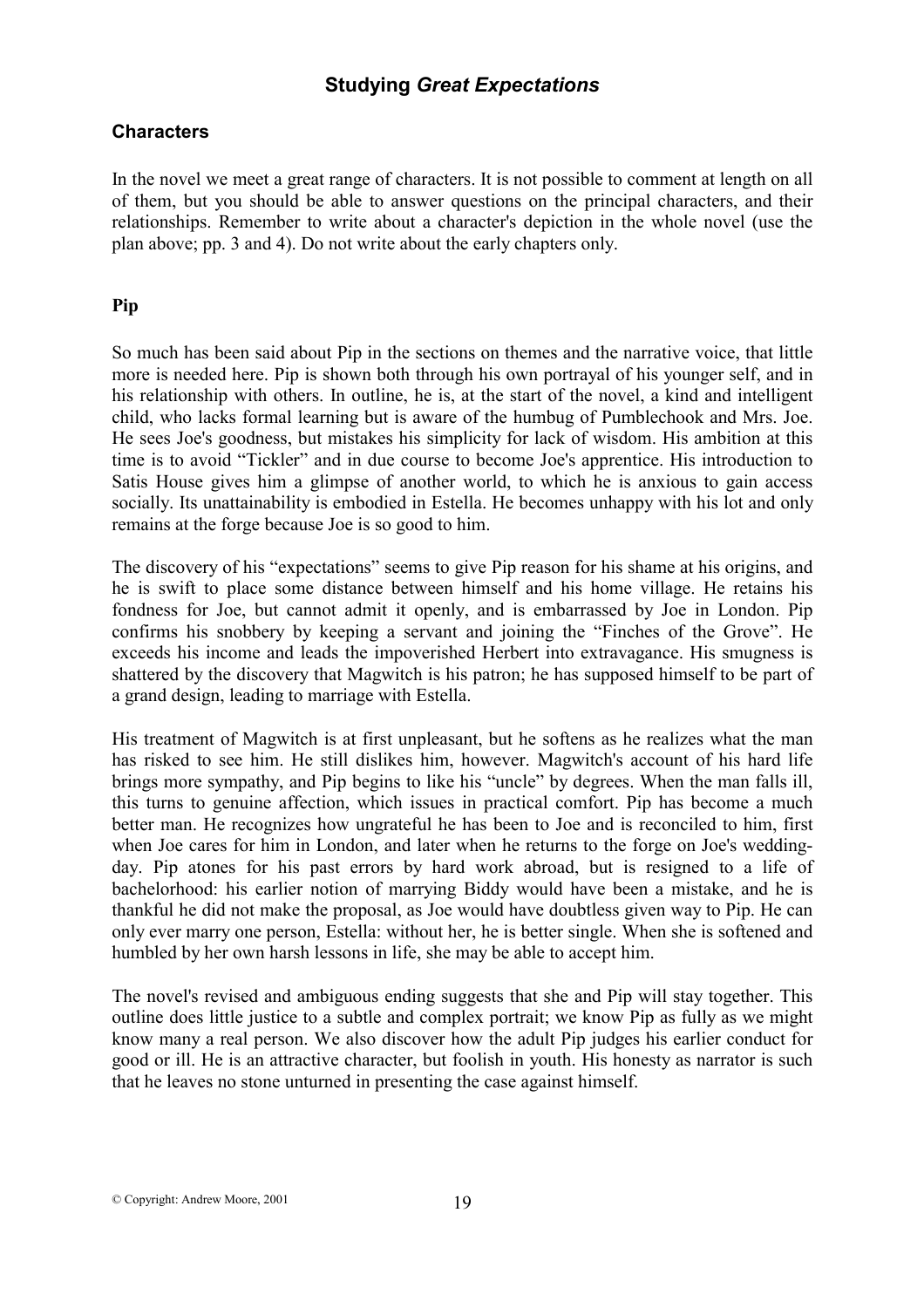## Studying *Great Expectations*

### Characters

In the novel we meet a great range of characters. It is not possible to comment at length on all of them, but you should be able to answer questions on the principal characters, and their relationships. Remember to write about a character's depiction in the whole novel (use the plan above; pp. 3 and 4). Do not write about the early chapters only.

#### Pip

So much has been said about Pip in the sections on themes and the narrative voice, that little more is needed here. Pip is shown both through his own portrayal of his younger self, and in his relationship with others. In outline, he is, at the start of the novel, a kind and intelligent child, who lacks formal learning but is aware of the humbug of Pumblechook and Mrs. Joe. He sees Joe's goodness, but mistakes his simplicity for lack of wisdom. His ambition at this time is to avoid "Tickler" and in due course to become Joe's apprentice. His introduction to Satis House gives him a glimpse of another world, to which he is anxious to gain access socially. Its unattainability is embodied in Estella. He becomes unhappy with his lot and only remains at the forge because Joe is so good to him.

The discovery of his "expectations" seems to give Pip reason for his shame at his origins, and he is swift to place some distance between himself and his home village. He retains his fondness for Joe, but cannot admit it openly, and is embarrassed by Joe in London. Pip confirms his snobbery by keeping a servant and joining the "Finches of the Grove". He exceeds his income and leads the impoverished Herbert into extravagance. His smugness is shattered by the discovery that Magwitch is his patron; he has supposed himself to be part of a grand design, leading to marriage with Estella.

His treatment of Magwitch is at first unpleasant, but he softens as he realizes what the man has risked to see him. He still dislikes him, however. Magwitch's account of his hard life brings more sympathy, and Pip begins to like his "uncle" by degrees. When the man falls ill, this turns to genuine affection, which issues in practical comfort. Pip has become a much better man. He recognizes how ungrateful he has been to Joe and is reconciled to him, first when Joe cares for him in London, and later when he returns to the forge on Joe's wedding-day. Pip atones for his past errors by hard work abroad, but is resigned to a life of bachelorhood: his earlier notion of marrying Biddy would have been a mistake, and he is thankful he did not make the proposal, as Joe would have doubtless given way to Pip. He can only ever marry one person, Estella: without her, he is better single. When she is softened and humbled by her own harsh lessons in life, she may be able to accept him.

The novel's revised and ambiguous ending suggests that she and Pip will stay together. This outline does little justice to a subtle and complex portrait; we know Pip as fully as we might know many a real person. We also discover how the adult Pip judges his earlier conduct for good or ill. He is an attractive character, but foolish in youth. His honesty as narrator is such that he leaves no stone unturned in presenting the case against himself.

© Copyright: Andrew Moore, 2001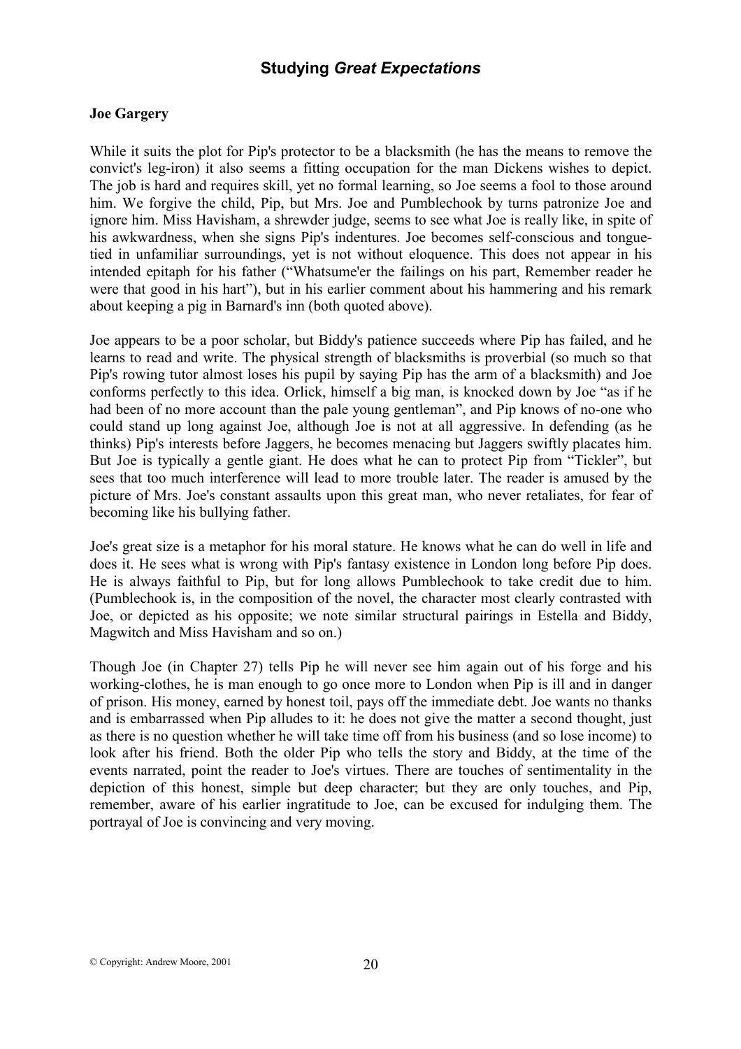## Studying *Great Expectations*

**Joe Gargery**

While it suits the plot for Pip's protector to be a blacksmith (he has the means to remove the convict's leg-iron) it also seems a fitting occupation for the man Dickens wishes to depict. The job is hard and requires skill, yet no formal learning, so Joe seems a fool to those around him. We forgive the child, Pip, but Mrs. Joe and Pumblechook by turns patronize Joe and ignore him. Miss Havisham, a shrewder judge, seems to see what Joe is really like, in spite of his awkwardness, when she signs Pip's indentures. Joe becomes self-conscious and tongue-tied in unfamiliar surroundings, yet is not without eloquence. This does not appear in his intended epitaph for his father ("Whatsume'er the failings on his part, Remember reader he were that good in his hart"), but in his earlier comment about his hammering and his remark about keeping a pig in Barnard's inn (both quoted above).

Joe appears to be a poor scholar, but Biddy's patience succeeds where Pip has failed, and he learns to read and write. The physical strength of blacksmiths is proverbial (so much so that Pip's rowing tutor almost loses his pupil by saying Pip has the arm of a blacksmith) and Joe conforms perfectly to this idea. Orlick, himself a big man, is knocked down by Joe "as if he had been of no more account than the pale young gentleman", and Pip knows of no-one who could stand up long against Joe, although Joe is not at all aggressive. In defending (as he thinks) Pip's interests before Jaggers, he becomes menacing but Jaggers swiftly placates him. But Joe is typically a gentle giant. He does what he can to protect Pip from "Tickler", but sees that too much interference will lead to more trouble later. The reader is amused by the picture of Mrs. Joe's constant assaults upon this great man, who never retaliates, for fear of becoming like his bullying father.

Joe's great size is a metaphor for his moral stature. He knows what he can do well in life and does it. He sees what is wrong with Pip's fantasy existence in London long before Pip does. He is always faithful to Pip, but for long allows Pumblechook to take credit due to him. (Pumblechook is, in the composition of the novel, the character most clearly contrasted with Joe, or depicted as his opposite; we note similar structural pairings in Estella and Biddy, Magwitch and Miss Havisham and so on.)

Though Joe (in Chapter 27) tells Pip he will never see him again out of his forge and his working-clothes, he is man enough to go once more to London when Pip is ill and in danger of prison. His money, earned by honest toil, pays off the immediate debt. Joe wants no thanks and is embarrassed when Pip alludes to it: he does not give the matter a second thought, just as there is no question whether he will take time off from his business (and so lose income) to look after his friend. Both the older Pip who tells the story and Biddy, at the time of the events narrated, point the reader to Joe's virtues. There are touches of sentimentality in the depiction of this honest, simple but deep character; but they are only touches, and Pip, remember, aware of his earlier ingratitude to Joe, can be excused for indulging them. The portrayal of Joe is convincing and very moving.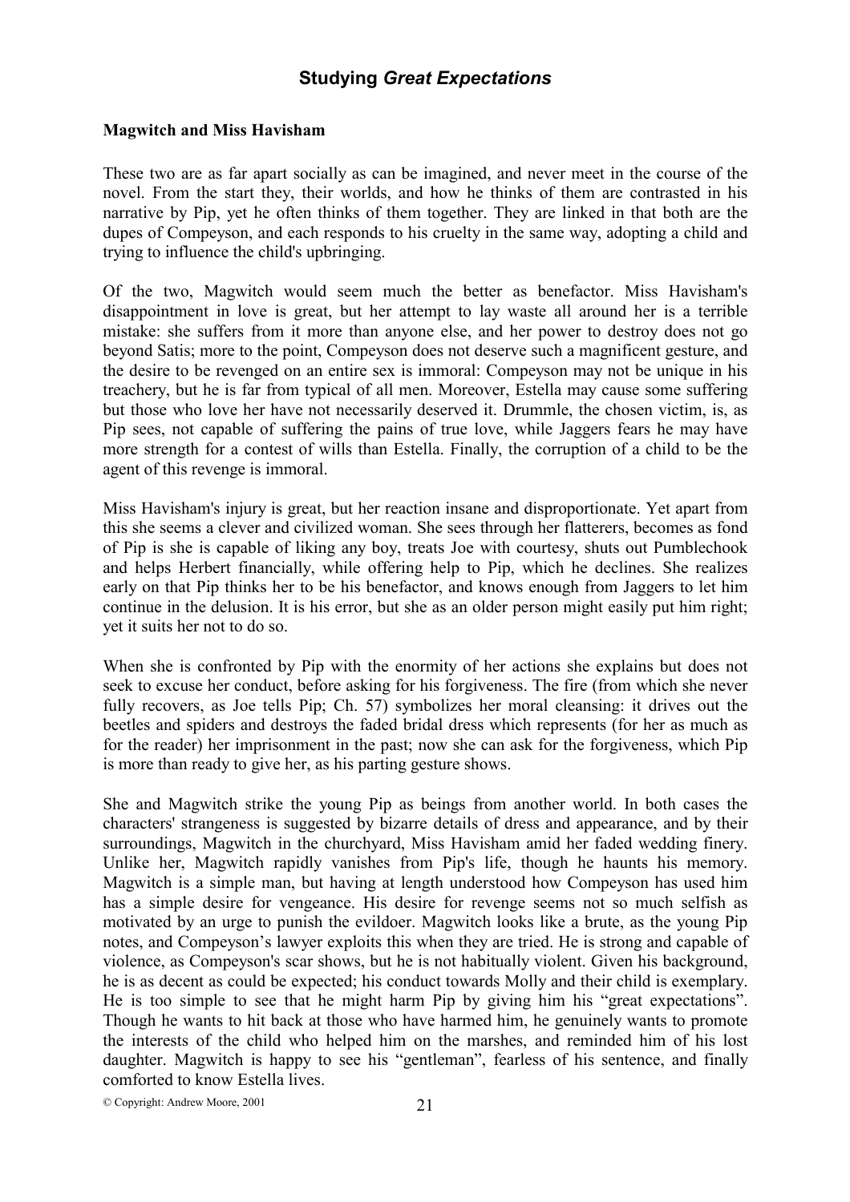## Studying *Great Expectations*

**Magwitch and Miss Havisham**

These two are as far apart socially as can be imagined, and never meet in the course of the novel. From the start they, their worlds, and how he thinks of them are contrasted in his narrative by Pip, yet he often thinks of them together. They are linked in that both are the dupes of Compeyson, and each responds to his cruelty in the same way, adopting a child and trying to influence the child's upbringing.

Of the two, Magwitch would seem much the better as benefactor. Miss Havisham's disappointment in love is great, but her attempt to lay waste all around her is a terrible mistake: she suffers from it more than anyone else, and her power to destroy does not go beyond Satis; more to the point, Compeyson does not deserve such a magnificent gesture, and the desire to be revenged on an entire sex is immoral: Compeyson may not be unique in his treachery, but he is far from typical of all men. Moreover, Estella may cause some suffering but those who love her have not necessarily deserved it. Drummle, the chosen victim, is, as Pip sees, not capable of suffering the pains of true love, while Jaggers fears he may have more strength for a contest of wills than Estella. Finally, the corruption of a child to be the agent of this revenge is immoral.

Miss Havisham's injury is great, but her reaction insane and disproportionate. Yet apart from this she seems a clever and civilized woman. She sees through her flatterers, becomes as fond of Pip is she is capable of liking any boy, treats Joe with courtesy, shuts out Pumblechook and helps Herbert financially, while offering help to Pip, which he declines. She realizes early on that Pip thinks her to be his benefactor, and knows enough from Jaggers to let him continue in the delusion. It is his error, but she as an older person might easily put him right; yet it suits her not to do so.

When she is confronted by Pip with the enormity of her actions she explains but does not seek to excuse her conduct, before asking for his forgiveness. The fire (from which she never fully recovers, as Joe tells Pip; Ch. 57) symbolizes her moral cleansing: it drives out the beetles and spiders and destroys the faded bridal dress which represents (for her as much as for the reader) her imprisonment in the past; now she can ask for the forgiveness, which Pip is more than ready to give her, as his parting gesture shows.

She and Magwitch strike the young Pip as beings from another world. In both cases the characters' strangeness is suggested by bizarre details of dress and appearance, and by their surroundings, Magwitch in the churchyard, Miss Havisham amid her faded wedding finery. Unlike her, Magwitch rapidly vanishes from Pip's life, though he haunts his memory. Magwitch is a simple man, but having at length understood how Compeyson has used him has a simple desire for vengeance. His desire for revenge seems not so much selfish as motivated by an urge to punish the evildoer. Magwitch looks like a brute, as the young Pip notes, and Compeyson's lawyer exploits this when they are tried. He is strong and capable of violence, as Compeyson's scar shows, but he is not habitually violent. Given his background, he is as decent as could be expected; his conduct towards Molly and their child is exemplary. He is too simple to see that he might harm Pip by giving him his "great expectations". Though he wants to hit back at those who have harmed him, he genuinely wants to promote the interests of the child who helped him on the marshes, and reminded him of his lost daughter. Magwitch is happy to see his "gentleman", fearless of his sentence, and finally comforted to know Estella lives.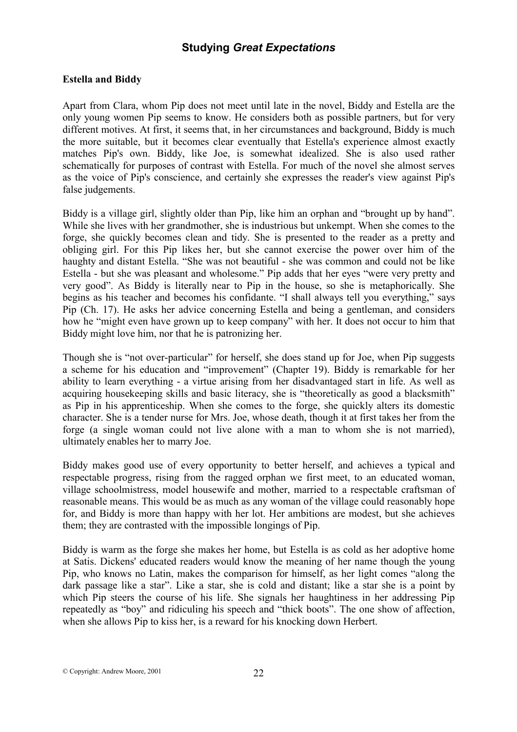## Studying *Great Expectations*

### Estella and Biddy

Apart from Clara, whom Pip does not meet until late in the novel, Biddy and Estella are the only young women Pip seems to know. He considers both as possible partners, but for very different motives. At first, it seems that, in her circumstances and background, Biddy is much the more suitable, but it becomes clear eventually that Estella's experience almost exactly matches Pip's own. Biddy, like Joe, is somewhat idealized. She is also used rather schematically for purposes of contrast with Estella. For much of the novel she almost serves as the voice of Pip's conscience, and certainly she expresses the reader's view against Pip's false judgements.

Biddy is a village girl, slightly older than Pip, like him an orphan and "brought up by hand". While she lives with her grandmother, she is industrious but unkempt. When she comes to the forge, she quickly becomes clean and tidy. She is presented to the reader as a pretty and obliging girl. For this Pip likes her, but she cannot exercise the power over him of the haughty and distant Estella. "She was not beautiful - she was common and could not be like Estella - but she was pleasant and wholesome." Pip adds that her eyes "were very pretty and very good". As Biddy is literally near to Pip in the house, so she is metaphorically. She begins as his teacher and becomes his confidante. "I shall always tell you everything," says Pip (Ch. 17). He asks her advice concerning Estella and being a gentleman, and considers how he "might even have grown up to keep company" with her. It does not occur to him that Biddy might love him, nor that he is patronizing her.

Though she is "not over-particular" for herself, she does stand up for Joe, when Pip suggests a scheme for his education and "improvement" (Chapter 19). Biddy is remarkable for her ability to learn everything - a virtue arising from her disadvantaged start in life. As well as acquiring housekeeping skills and basic literacy, she is "theoretically as good a blacksmith" as Pip in his apprenticeship. When she comes to the forge, she quickly alters its domestic character. She is a tender nurse for Mrs. Joe, whose death, though it at first takes her from the forge (a single woman could not live alone with a man to whom she is not married), ultimately enables her to marry Joe.

Biddy makes good use of every opportunity to better herself, and achieves a typical and respectable progress, rising from the ragged orphan we first meet, to an educated woman, village schoolmistress, model housewife and mother, married to a respectable craftsman of reasonable means. This would be as much as any woman of the village could reasonably hope for, and Biddy is more than happy with her lot. Her ambitions are modest, but she achieves them; they are contrasted with the impossible longings of Pip.

Biddy is warm as the forge she makes her home, but Estella is as cold as her adoptive home at Satis. Dickens' educated readers would know the meaning of her name though the young Pip, who knows no Latin, makes the comparison for himself, as her light comes "along the dark passage like a star". Like a star, she is cold and distant; like a star she is a point by which Pip steers the course of his life. She signals her haughtiness in her addressing Pip repeatedly as "boy" and ridiculing his speech and "thick boots". The one show of affection, when she allows Pip to kiss her, is a reward for his knocking down Herbert.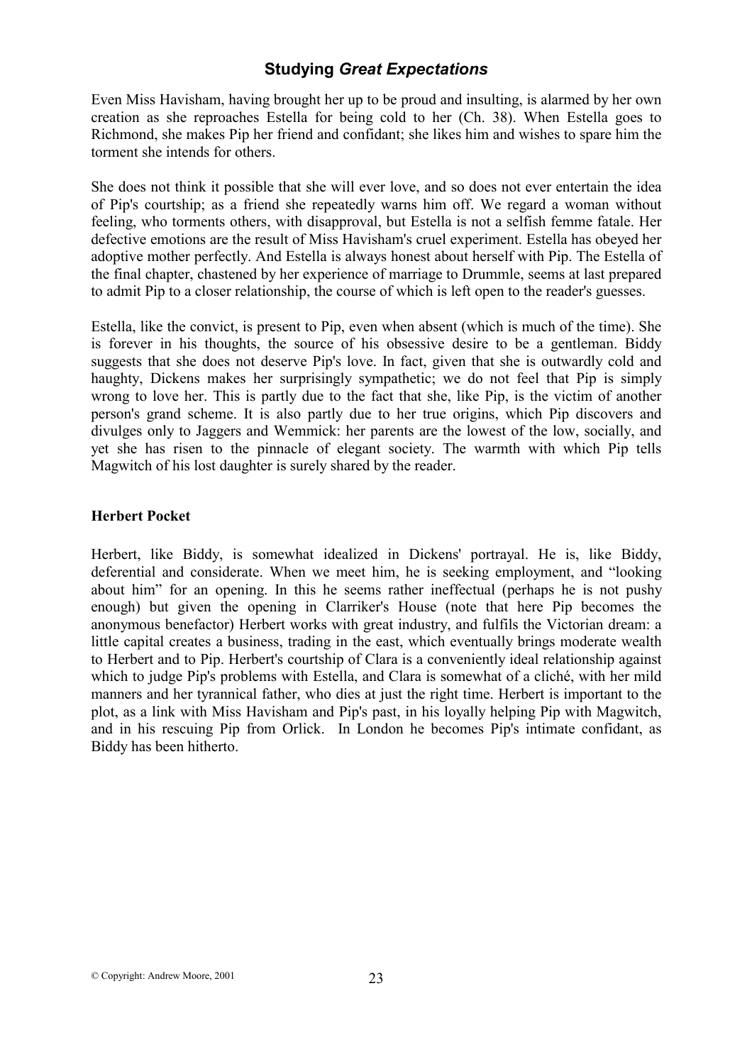Even Miss Havisham, having brought her up to be proud and insulting, is alarmed by her own creation as she reproaches Estella for being cold to her (Ch. 38). When Estella goes to Richmond, she makes Pip her friend and confidant; she likes him and wishes to spare him the torment she intends for others.

She does not think it possible that she will ever love, and so does not ever entertain the idea of Pip's courtship; as a friend she repeatedly warns him off. We regard a woman without feeling, who torments others, with disapproval, but Estella is not a selfish femme fatale. Her defective emotions are the result of Miss Havisham's cruel experiment. Estella has obeyed her adoptive mother perfectly. And Estella is always honest about herself with Pip. The Estella of the final chapter, chastened by her experience of marriage to Drummle, seems at last prepared to admit Pip to a closer relationship, the course of which is left open to the reader's guesses.

Estella, like the convict, is present to Pip, even when absent (which is much of the time). She is forever in his thoughts, the source of his obsessive desire to be a gentleman. Biddy suggests that she does not deserve Pip's love. In fact, given that she is outwardly cold and haughty, Dickens makes her surprisingly sympathetic; we do not feel that Pip is simply wrong to love her. This is partly due to the fact that she, like Pip, is the victim of another person's grand scheme. It is also partly due to her true origins, which Pip discovers and divulges only to Jaggers and Wemmick: her parents are the lowest of the low, socially, and yet she has risen to the pinnacle of elegant society. The warmth with which Pip tells Magwitch of his lost daughter is surely shared by the reader.

### Herbert Pocket

Herbert, like Biddy, is somewhat idealized in Dickens' portrayal. He is, like Biddy, deferential and considerate. When we meet him, he is seeking employment, and “looking about him” for an opening. In this he seems rather ineffectual (perhaps he is not pushy enough) but given the opening in Clarriker's House (note that here Pip becomes the anonymous benefactor) Herbert works with great industry, and fulfils the Victorian dream: a little capital creates a business, trading in the east, which eventually brings moderate wealth to Herbert and to Pip. Herbert's courtship of Clara is a conveniently ideal relationship against which to judge Pip's problems with Estella, and Clara is somewhat of a cliché, with her mild manners and her tyrannical father, who dies at just the right time. Herbert is important to the plot, as a link with Miss Havisham and Pip's past, in his loyally helping Pip with Magwitch, and in his rescuing Pip from Orlick. In London he becomes Pip's intimate confidant, as Biddy has been hitherto.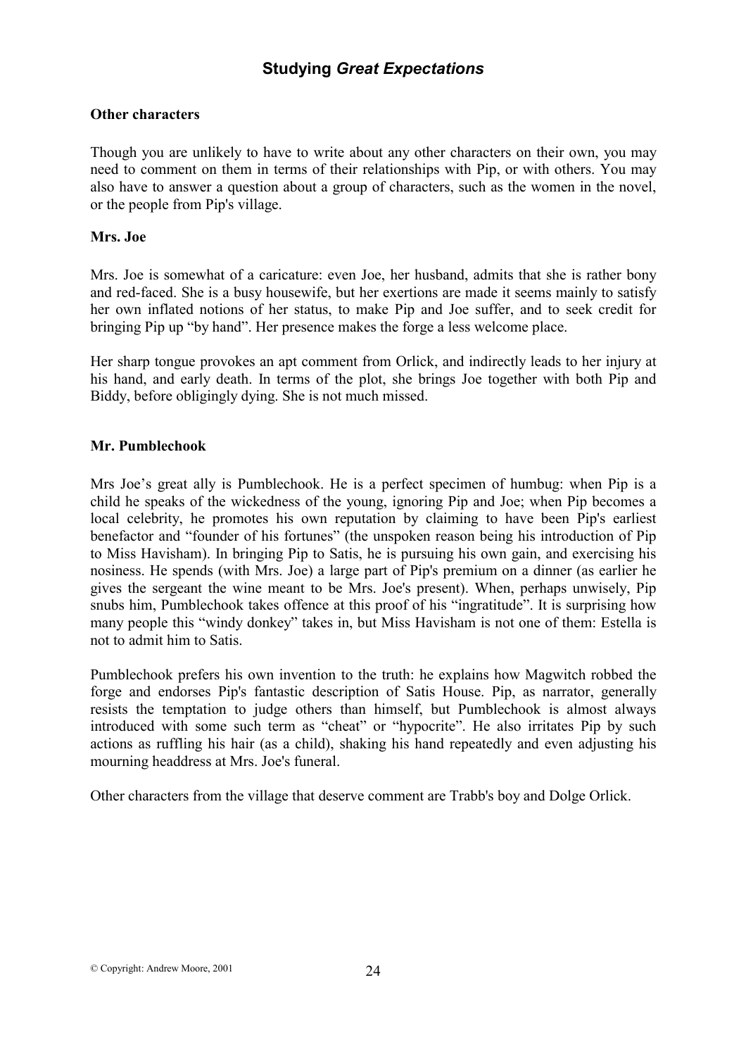## Other characters

Though you are unlikely to have to write about any other characters on their own, you may need to comment on them in terms of their relationships with Pip, or with others. You may also have to answer a question about a group of characters, such as the women in the novel, or the people from Pip's village.

### Mrs. Joe

Mrs. Joe is somewhat of a caricature: even Joe, her husband, admits that she is rather bony and red-faced. She is a busy housewife, but her exertions are made it seems mainly to satisfy her own inflated notions of her status, to make Pip and Joe suffer, and to seek credit for bringing Pip up "by hand". Her presence makes the forge a less welcome place.

Her sharp tongue provokes an apt comment from Orlick, and indirectly leads to her injury at his hand, and early death. In terms of the plot, she brings Joe together with both Pip and Biddy, before obligingly dying. She is not much missed.

### Mr. Pumblechook

Mrs Joe's great ally is Pumblechook. He is a perfect specimen of humbug: when Pip is a child he speaks of the wickedness of the young, ignoring Pip and Joe; when Pip becomes a local celebrity, he promotes his own reputation by claiming to have been Pip's earliest benefactor and "founder of his fortunes" (the unspoken reason being his introduction of Pip to Miss Havisham). In bringing Pip to Satis, he is pursuing his own gain, and exercising his nosiness. He spends (with Mrs. Joe) a large part of Pip's premium on a dinner (as earlier he gives the sergeant the wine meant to be Mrs. Joe's present). When, perhaps unwisely, Pip snubs him, Pumblechook takes offence at this proof of his "ingratitude". It is surprising how many people this "windy donkey" takes in, but Miss Havisham is not one of them: Estella is not to admit him to Satis.

Pumblechook prefers his own invention to the truth: he explains how Magwitch robbed the forge and endorses Pip's fantastic description of Satis House. Pip, as narrator, generally resists the temptation to judge others than himself, but Pumblechook is almost always introduced with some such term as "cheat" or "hypocrite". He also irritates Pip by such actions as ruffling his hair (as a child), shaking his hand repeatedly and even adjusting his mourning headdress at Mrs. Joe's funeral.

Other characters from the village that deserve comment are Trabb's boy and Dolge Orlick.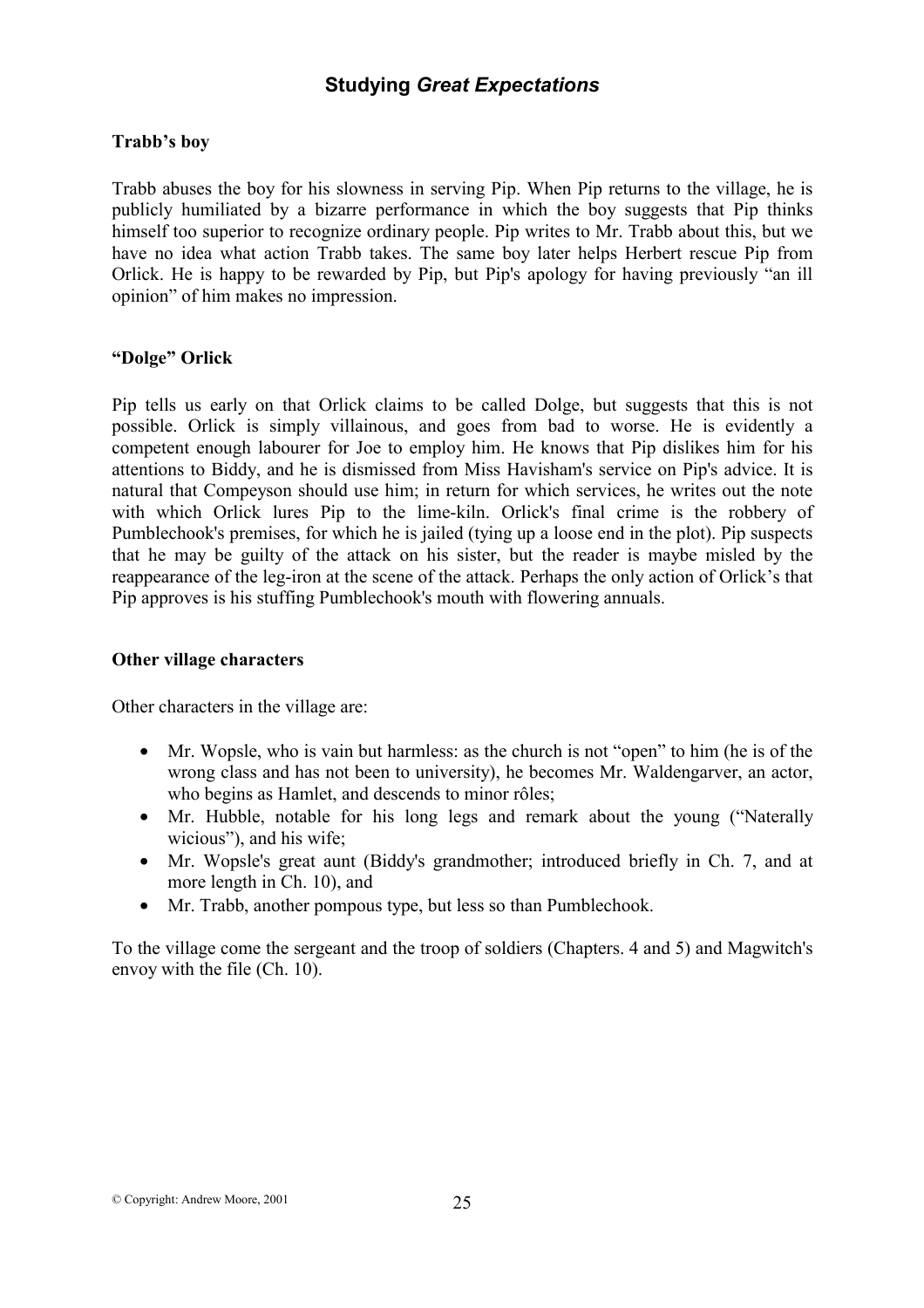### Trabb's boy

Trabb abuses the boy for his slowness in serving Pip. When Pip returns to the village, he is publicly humiliated by a bizarre performance in which the boy suggests that Pip thinks himself too superior to recognize ordinary people. Pip writes to Mr. Trabb about this, but we have no idea what action Trabb takes. The same boy later helps Herbert rescue Pip from Orlick. He is happy to be rewarded by Pip, but Pip's apology for having previously "an ill opinion" of him makes no impression.

### "Dolge" Orlick

Pip tells us early on that Orlick claims to be called Dolge, but suggests that this is not possible. Orlick is simply villainous, and goes from bad to worse. He is evidently a competent enough labourer for Joe to employ him. He knows that Pip dislikes him for his attentions to Biddy, and he is dismissed from Miss Havisham's service on Pip's advice. It is natural that Compeyson should use him; in return for which services, he writes out the note with which Orlick lures Pip to the lime-kiln. Orlick's final crime is the robbery of Pumblechook's premises, for which he is jailed (tying up a loose end in the plot). Pip suspects that he may be guilty of the attack on his sister, but the reader is maybe misled by the reappearance of the leg-iron at the scene of the attack. Perhaps the only action of Orlick's that Pip approves is his stuffing Pumblechook's mouth with flowering annuals.

### Other village characters

Other characters in the village are:

- Mr. Wopsle, who is vain but harmless: as the church is not "open" to him (he is of the wrong class and has not been to university), he becomes Mr. Waldengarver, an actor, who begins as Hamlet, and descends to minor rôles;
- Mr. Hubble, notable for his long legs and remark about the young ("Naterally wicious"), and his wife;
- Mr. Wopsle's great aunt (Biddy's grandmother; introduced briefly in Ch. 7, and at more length in Ch. 10), and
- Mr. Trabb, another pompous type, but less so than Pumblechook.

To the village come the sergeant and the troop of soldiers (Chapters. 4 and 5) and Magwitch's envoy with the file (Ch. 10).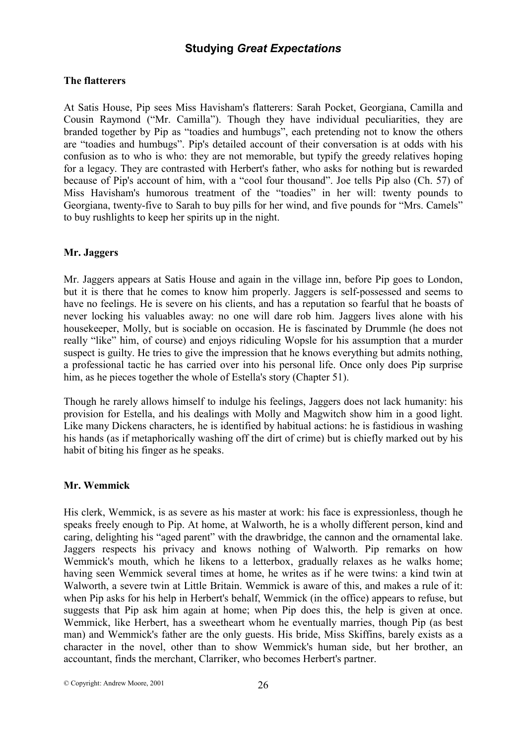## Studying *Great Expectations*

**The flatterers**

At Satis House, Pip sees Miss Havisham's flatterers: Sarah Pocket, Georgiana, Camilla and Cousin Raymond ("Mr. Camilla"). Though they have individual peculiarities, they are branded together by Pip as "toadies and humbugs", each pretending not to know the others are "toadies and humbugs". Pip's detailed account of their conversation is at odds with his confusion as to who is who: they are not memorable, but typify the greedy relatives hoping for a legacy. They are contrasted with Herbert's father, who asks for nothing but is rewarded because of Pip's account of him, with a "cool four thousand". Joe tells Pip also (Ch. 57) of Miss Havisham's humorous treatment of the "toadies" in her will: twenty pounds to Georgiana, twenty-five to Sarah to buy pills for her wind, and five pounds for "Mrs. Camels" to buy rushlights to keep her spirits up in the night.

**Mr. Jaggers**

Mr. Jaggers appears at Satis House and again in the village inn, before Pip goes to London, but it is there that he comes to know him properly. Jaggers is self-possessed and seems to have no feelings. He is severe on his clients, and has a reputation so fearful that he boasts of never locking his valuables away: no one will dare rob him. Jaggers lives alone with his housekeeper, Molly, but is sociable on occasion. He is fascinated by Drummle (he does not really "like" him, of course) and enjoys ridiculing Wopsle for his assumption that a murder suspect is guilty. He tries to give the impression that he knows everything but admits nothing, a professional tactic he has carried over into his personal life. Once only does Pip surprise him, as he pieces together the whole of Estella's story (Chapter 51).

Though he rarely allows himself to indulge his feelings, Jaggers does not lack humanity: his provision for Estella, and his dealings with Molly and Magwitch show him in a good light. Like many Dickens characters, he is identified by habitual actions: he is fastidious in washing his hands (as if metaphorically washing off the dirt of crime) but is chiefly marked out by his habit of biting his finger as he speaks.

**Mr. Wemmick**

His clerk, Wemmick, is as severe as his master at work: his face is expressionless, though he speaks freely enough to Pip. At home, at Walworth, he is a wholly different person, kind and caring, delighting his "aged parent" with the drawbridge, the cannon and the ornamental lake. Jaggers respects his privacy and knows nothing of Walworth. Pip remarks on how Wemmick's mouth, which he likens to a letterbox, gradually relaxes as he walks home; having seen Wemmick several times at home, he writes as if he were twins: a kind twin at Walworth, a severe twin at Little Britain. Wemmick is aware of this, and makes a rule of it: when Pip asks for his help in Herbert's behalf, Wemmick (in the office) appears to refuse, but suggests that Pip ask him again at home; when Pip does this, the help is given at once. Wemmick, like Herbert, has a sweetheart whom he eventually marries, though Pip (as best man) and Wemmick's father are the only guests. His bride, Miss Skiffins, barely exists as a character in the novel, other than to show Wemmick's human side, but her brother, an accountant, finds the merchant, Clarriker, who becomes Herbert's partner.

© Copyright: Andrew Moore, 2001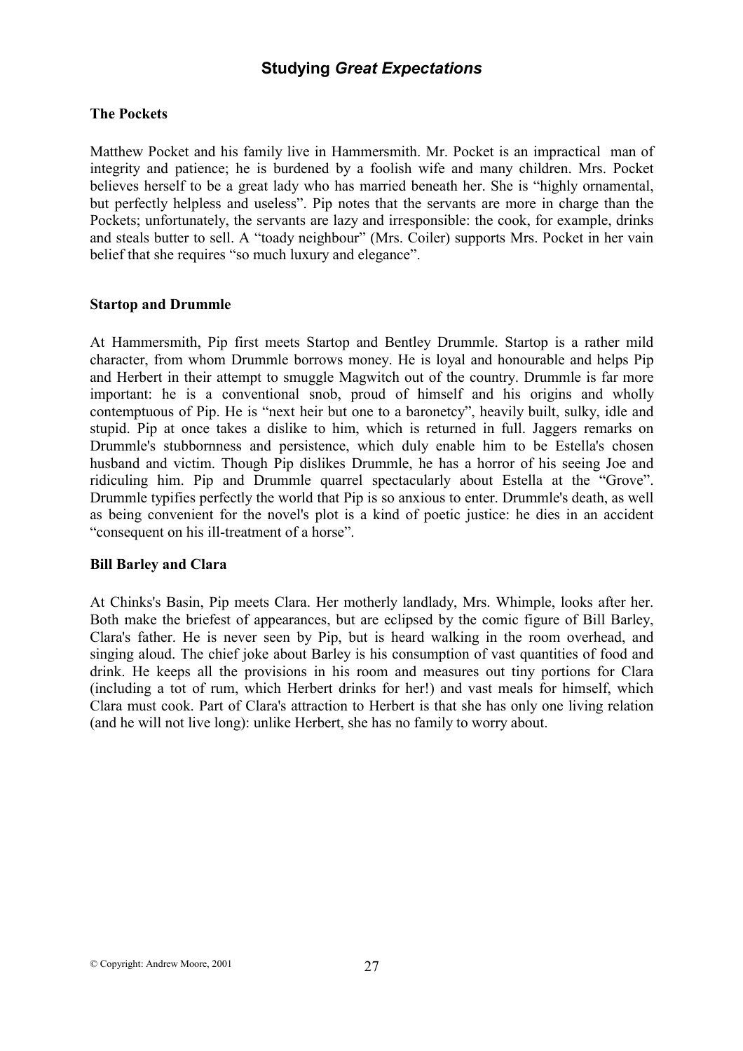## The Pockets

Matthew Pocket and his family live in Hammersmith. Mr. Pocket is an impractical man of integrity and patience; he is burdened by a foolish wife and many children. Mrs. Pocket believes herself to be a great lady who has married beneath her. She is "highly ornamental, but perfectly helpless and useless". Pip notes that the servants are more in charge than the Pockets; unfortunately, the servants are lazy and irresponsible: the cook, for example, drinks and steals butter to sell. A "toady neighbour" (Mrs. Coiler) supports Mrs. Pocket in her vain belief that she requires "so much luxury and elegance".

## Startop and Drummle

At Hammersmith, Pip first meets Startop and Bentley Drummle. Startop is a rather mild character, from whom Drummle borrows money. He is loyal and honourable and helps Pip and Herbert in their attempt to smuggle Magwitch out of the country. Drummle is far more important: he is a conventional snob, proud of himself and his origins and wholly contemptuous of Pip. He is "next heir but one to a baronetcy", heavily built, sulky, idle and stupid. Pip at once takes a dislike to him, which is returned in full. Jaggers remarks on Drummle's stubbornness and persistence, which duly enable him to be Estella's chosen husband and victim. Though Pip dislikes Drummle, he has a horror of his seeing Joe and ridiculing him. Pip and Drummle quarrel spectacularly about Estella at the "Grove". Drummle typifies perfectly the world that Pip is so anxious to enter. Drummle's death, as well as being convenient for the novel's plot is a kind of poetic justice: he dies in an accident "consequent on his ill-treatment of a horse".

## Bill Barley and Clara

At Chinks's Basin, Pip meets Clara. Her motherly landlady, Mrs. Whimple, looks after her. Both make the briefest of appearances, but are eclipsed by the comic figure of Bill Barley, Clara's father. He is never seen by Pip, but is heard walking in the room overhead, and singing aloud. The chief joke about Barley is his consumption of vast quantities of food and drink. He keeps all the provisions in his room and measures out tiny portions for Clara (including a tot of rum, which Herbert drinks for her!) and vast meals for himself, which Clara must cook. Part of Clara's attraction to Herbert is that she has only one living relation (and he will not live long): unlike Herbert, she has no family to worry about.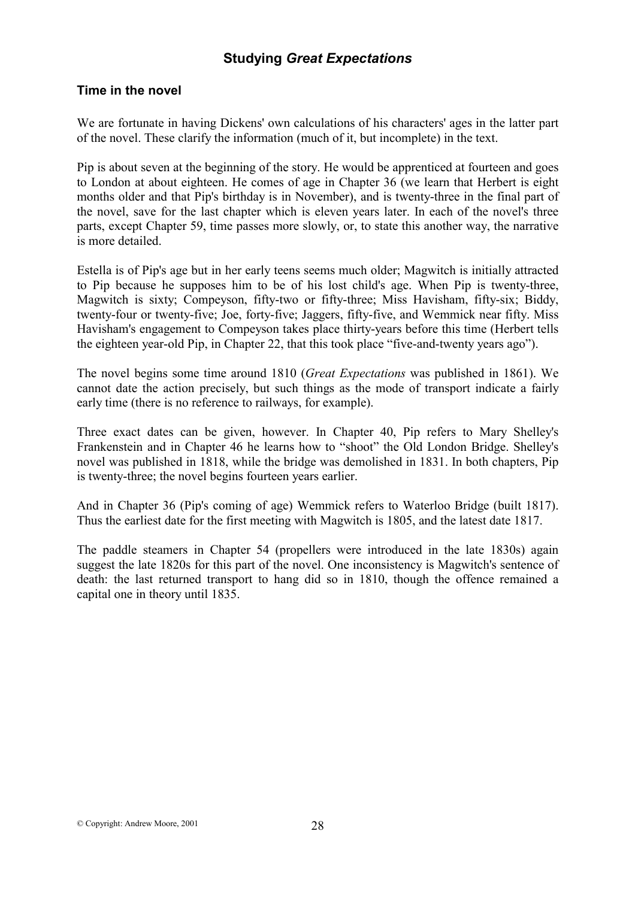## Studying *Great Expectations*

### Time in the novel

We are fortunate in having Dickens' own calculations of his characters' ages in the latter part of the novel. These clarify the information (much of it, but incomplete) in the text.

Pip is about seven at the beginning of the story. He would be apprenticed at fourteen and goes to London at about eighteen. He comes of age in Chapter 36 (we learn that Herbert is eight months older and that Pip's birthday is in November), and is twenty-three in the final part of the novel, save for the last chapter which is eleven years later. In each of the novel's three parts, except Chapter 59, time passes more slowly, or, to state this another way, the narrative is more detailed.

Estella is of Pip's age but in her early teens seems much older; Magwitch is initially attracted to Pip because he supposes him to be of his lost child's age. When Pip is twenty-three, Magwitch is sixty; Compeyson, fifty-two or fifty-three; Miss Havisham, fifty-six; Biddy, twenty-four or twenty-five; Joe, forty-five; Jaggers, fifty-five, and Wemmick near fifty. Miss Havisham's engagement to Compeyson takes place thirty-years before this time (Herbert tells the eighteen year-old Pip, in Chapter 22, that this took place "five-and-twenty years ago").

The novel begins some time around 1810 (*Great Expectations* was published in 1861). We cannot date the action precisely, but such things as the mode of transport indicate a fairly early time (there is no reference to railways, for example).

Three exact dates can be given, however. In Chapter 40, Pip refers to Mary Shelley's Frankenstein and in Chapter 46 he learns how to "shoot" the Old London Bridge. Shelley's novel was published in 1818, while the bridge was demolished in 1831. In both chapters, Pip is twenty-three; the novel begins fourteen years earlier.

And in Chapter 36 (Pip's coming of age) Wemmick refers to Waterloo Bridge (built 1817). Thus the earliest date for the first meeting with Magwitch is 1805, and the latest date 1817.

The paddle steamers in Chapter 54 (propellers were introduced in the late 1830s) again suggest the late 1820s for this part of the novel. One inconsistency is Magwitch's sentence of death: the last returned transport to hang did so in 1810, though the offence remained a capital one in theory until 1835.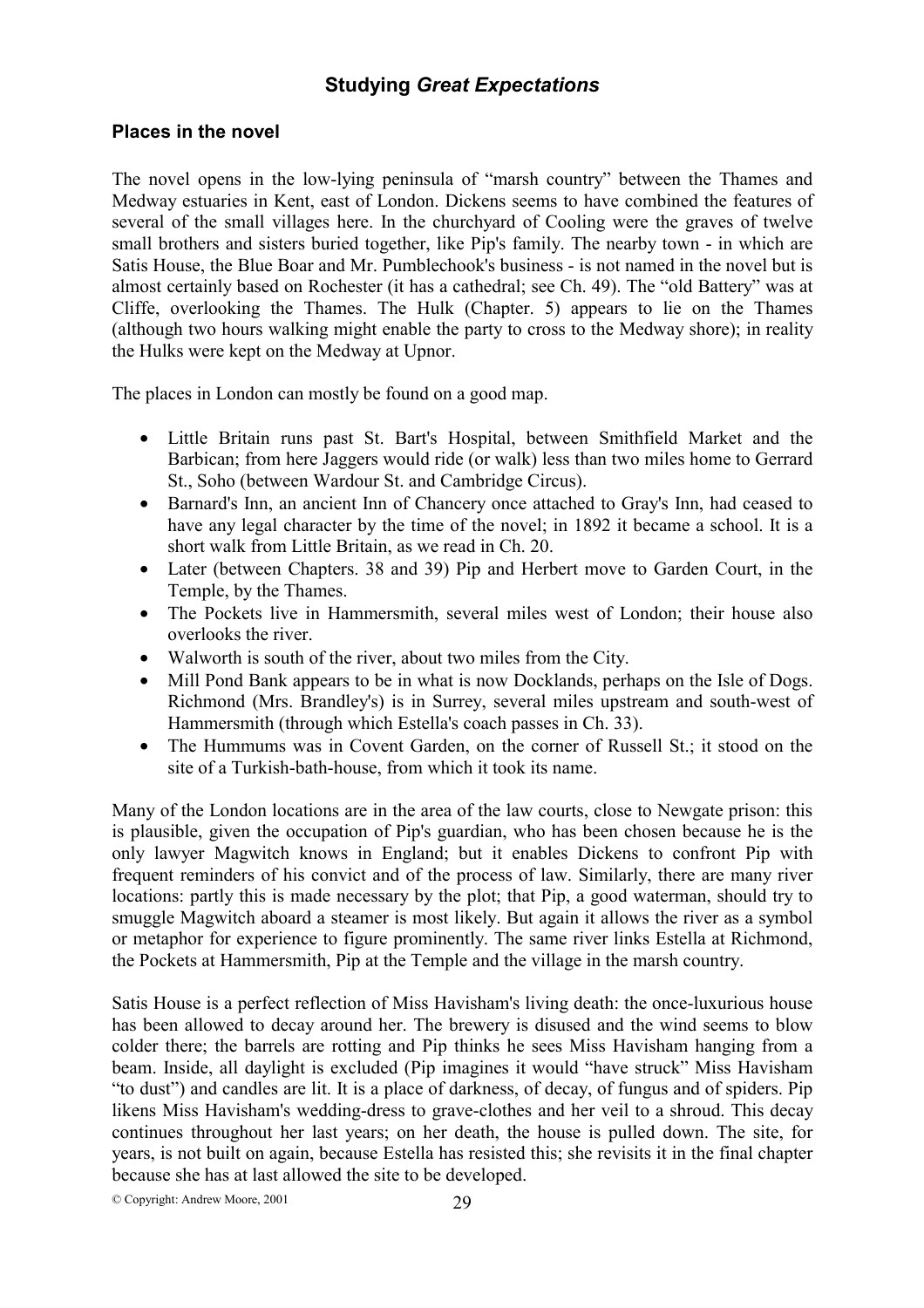# Studying *Great Expectations*

## Places in the novel

The novel opens in the low-lying peninsula of "marsh country" between the Thames and Medway estuaries in Kent, east of London. Dickens seems to have combined the features of several of the small villages here. In the churchyard of Cooling were the graves of twelve small brothers and sisters buried together, like Pip's family. The nearby town - in which are Satis House, the Blue Boar and Mr. Pumblechook's business - is not named in the novel but is almost certainly based on Rochester (it has a cathedral; see Ch. 49). The "old Battery" was at Cliffe, overlooking the Thames. The Hulk (Chapter. 5) appears to lie on the Thames (although two hours walking might enable the party to cross to the Medway shore); in reality the Hulks were kept on the Medway at Upnor.

The places in London can mostly be found on a good map.

- Little Britain runs past St. Bart's Hospital, between Smithfield Market and the Barbican; from here Jaggers would ride (or walk) less than two miles home to Gerrard St., Soho (between Wardour St. and Cambridge Circus).
- Barnard's Inn, an ancient Inn of Chancery once attached to Gray's Inn, had ceased to have any legal character by the time of the novel; in 1892 it became a school. It is a short walk from Little Britain, as we read in Ch. 20.
- Later (between Chapters. 38 and 39) Pip and Herbert move to Garden Court, in the Temple, by the Thames.
- The Pockets live in Hammersmith, several miles west of London; their house also overlooks the river.
- Walworth is south of the river, about two miles from the City.
- Mill Pond Bank appears to be in what is now Docklands, perhaps on the Isle of Dogs. Richmond (Mrs. Brandley's) is in Surrey, several miles upstream and south-west of Hammersmith (through which Estella's coach passes in Ch. 33).
- The Hummums was in Covent Garden, on the corner of Russell St.; it stood on the site of a Turkish-bath-house, from which it took its name.

Many of the London locations are in the area of the law courts, close to Newgate prison: this is plausible, given the occupation of Pip's guardian, who has been chosen because he is the only lawyer Magwitch knows in England; but it enables Dickens to confront Pip with frequent reminders of his convict and of the process of law. Similarly, there are many river locations: partly this is made necessary by the plot; that Pip, a good waterman, should try to smuggle Magwitch aboard a steamer is most likely. But again it allows the river as a symbol or metaphor for experience to figure prominently. The same river links Estella at Richmond, the Pockets at Hammersmith, Pip at the Temple and the village in the marsh country.

Satis House is a perfect reflection of Miss Havisham's living death: the once-luxurious house has been allowed to decay around her. The brewery is disused and the wind seems to blow colder there; the barrels are rotting and Pip thinks he sees Miss Havisham hanging from a beam. Inside, all daylight is excluded (Pip imagines it would "have struck" Miss Havisham "to dust") and candles are lit. It is a place of darkness, of decay, of fungus and of spiders. Pip likens Miss Havisham's wedding-dress to grave-clothes and her veil to a shroud. This decay continues throughout her last years; on her death, the house is pulled down. The site, for years, is not built on again, because Estella has resisted this; she revisits it in the final chapter because she has at last allowed the site to be developed.

© Copyright: Andrew Moore, 2001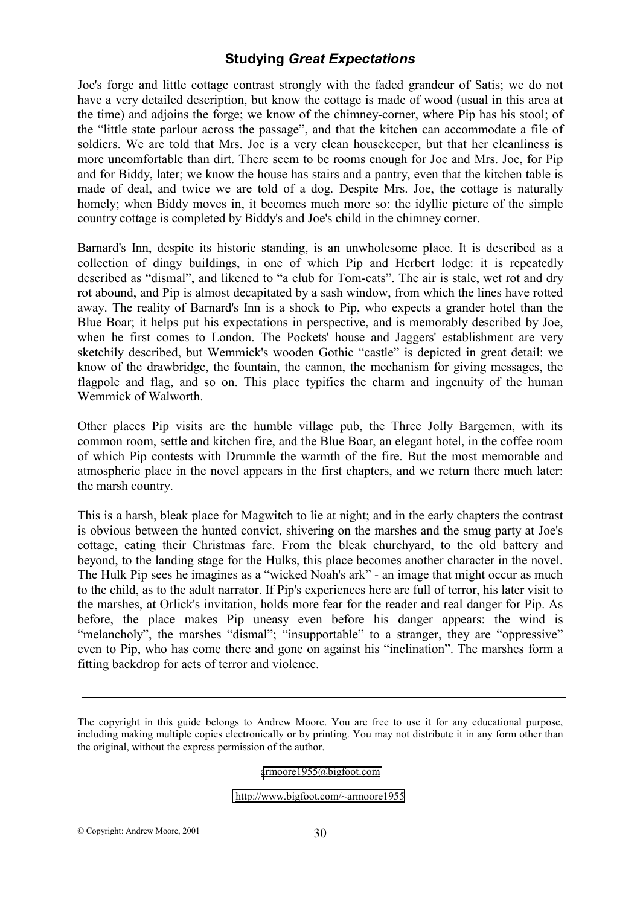Joe's forge and little cottage contrast strongly with the faded grandeur of Satis; we do not have a very detailed description, but know the cottage is made of wood (usual in this area at the time) and adjoins the forge; we know of the chimney-corner, where Pip has his stool; of the "little state parlour across the passage", and that the kitchen can accommodate a file of soldiers. We are told that Mrs. Joe is a very clean housekeeper, but that her cleanliness is more uncomfortable than dirt. There seem to be rooms enough for Joe and Mrs. Joe, for Pip and for Biddy, later; we know the house has stairs and a pantry, even that the kitchen table is made of deal, and twice we are told of a dog. Despite Mrs. Joe, the cottage is naturally homely; when Biddy moves in, it becomes much more so: the idyllic picture of the simple country cottage is completed by Biddy's and Joe's child in the chimney corner.

Barnard's Inn, despite its historic standing, is an unwholesome place. It is described as a collection of dingy buildings, in one of which Pip and Herbert lodge: it is repeatedly described as "dismal", and likened to "a club for Tom-cats". The air is stale, wet rot and dry rot abound, and Pip is almost decapitated by a sash window, from which the lines have rotted away. The reality of Barnard's Inn is a shock to Pip, who expects a grander hotel than the Blue Boar; it helps put his expectations in perspective, and is memorably described by Joe, when he first comes to London. The Pockets' house and Jaggers' establishment are very sketchily described, but Wemmick's wooden Gothic "castle" is depicted in great detail: we know of the drawbridge, the fountain, the cannon, the mechanism for giving messages, the flagpole and flag, and so on. This place typifies the charm and ingenuity of the human Wemmick of Walworth.

Other places Pip visits are the humble village pub, the Three Jolly Bargemen, with its common room, settle and kitchen fire, and the Blue Boar, an elegant hotel, in the coffee room of which Pip contests with Drummle the warmth of the fire. But the most memorable and atmospheric place in the novel appears in the first chapters, and we return there much later: the marsh country.

This is a harsh, bleak place for Magwitch to lie at night; and in the early chapters the contrast is obvious between the hunted convict, shivering on the marshes and the smug party at Joe's cottage, eating their Christmas fare. From the bleak churchyard, to the old battery and beyond, to the landing stage for the Hulks, this place becomes another character in the novel. The Hulk Pip sees he imagines as a "wicked Noah's ark" - an image that might occur as much to the child, as to the adult narrator. If Pip's experiences here are full of terror, his later visit to the marshes, at Orlick's invitation, holds more fear for the reader and real danger for Pip. As before, the place makes Pip uneasy even before his danger appears: the wind is "melancholy", the marshes "dismal"; "insupportable" to a stranger, they are "oppressive" even to Pip, who has come there and gone on against his "inclination". The marshes form a fitting backdrop for acts of terror and violence.

---

The copyright in this guide belongs to Andrew Moore. You are free to use it for any educational purpose, including making multiple copies electronically or by printing. You may not distribute it in any form other than the original, without the express permission of the author.

armoore1955@bigfoot.com

http://www.bigfoot.com/~armoore1955